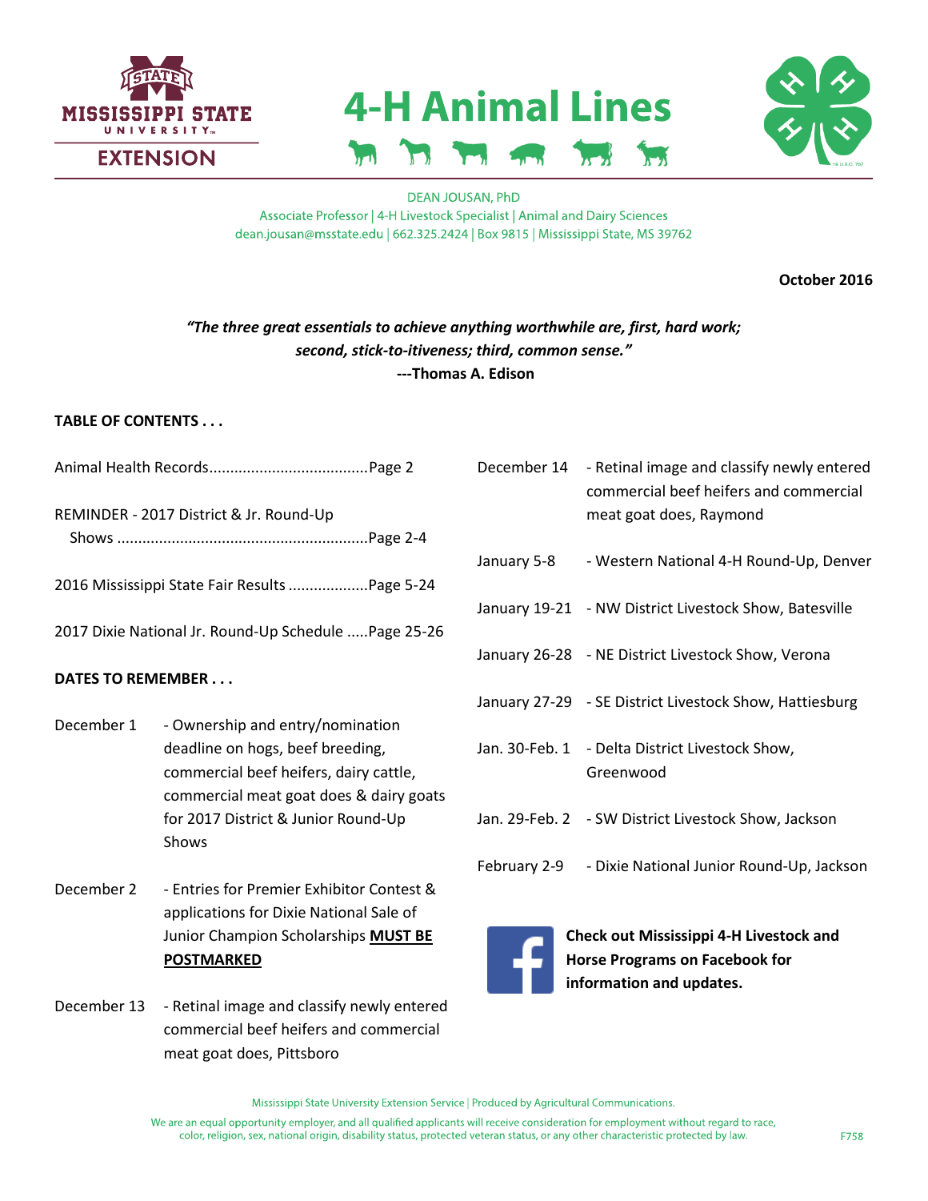# 4-H Animal Lines

DEAN JOUSAN, PhD
Associate Professor | 4-H Livestock Specialist | Animal and Dairy Sciences
dean.jousan@msstate.edu | 662.325.2424 | Box 9815 | Mississippi State, MS 39762

**October 2016**

***"The three great essentials to achieve anything worthwhile are, first, hard work; second, stick-to-itiveness; third, common sense."***
**---Thomas A. Edison**

**TABLE OF CONTENTS . . .**

Animal Health Records......................................Page 2

REMINDER - 2017 District & Jr. Round-Up Shows ............................................................Page 2-4

2016 Mississippi State Fair Results ...................Page 5-24

2017 Dixie National Jr. Round-Up Schedule .....Page 25-26

**DATES TO REMEMBER . . .**

| | |
|---|---|
| December 1 | - Ownership and entry/nomination deadline on hogs, beef breeding, commercial beef heifers, dairy cattle, commercial meat goat does & dairy goats for 2017 District & Junior Round-Up Shows |
| December 2 | - Entries for Premier Exhibitor Contest & applications for Dixie National Sale of Junior Champion Scholarships **MUST BE POSTMARKED** |
| December 13 | - Retinal image and classify newly entered commercial beef heifers and commercial meat goat does, Pittsboro |
| December 14 | - Retinal image and classify newly entered commercial beef heifers and commercial meat goat does, Raymond |
| January 5-8 | - Western National 4-H Round-Up, Denver |
| January 19-21 | - NW District Livestock Show, Batesville |
| January 26-28 | - NE District Livestock Show, Verona |
| January 27-29 | - SE District Livestock Show, Hattiesburg |
| Jan. 30-Feb. 1 | - Delta District Livestock Show, Greenwood |
| Jan. 29-Feb. 2 | - SW District Livestock Show, Jackson |
| February 2-9 | - Dixie National Junior Round-Up, Jackson |

**Check out Mississippi 4-H Livestock and Horse Programs on Facebook for information and updates.**

Mississippi State University Extension Service | Produced by Agricultural Communications.

We are an equal opportunity employer, and all qualified applicants will receive consideration for employment without regard to race, color, religion, sex, national origin, disability status, protected veteran status, or any other characteristic protected by law.

F758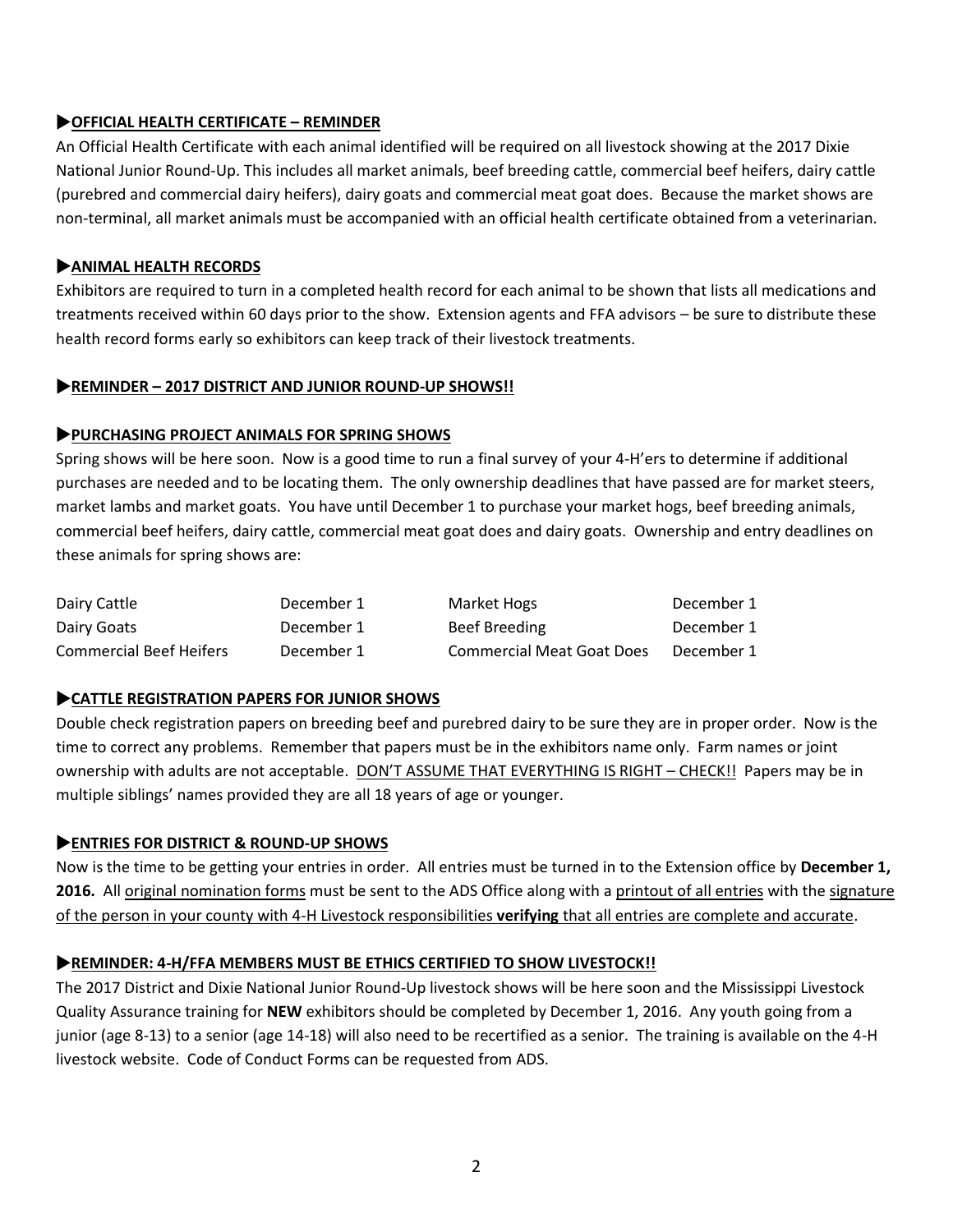### ▶OFFICIAL HEALTH CERTIFICATE – REMINDER

An Official Health Certificate with each animal identified will be required on all livestock showing at the 2017 Dixie National Junior Round-Up. This includes all market animals, beef breeding cattle, commercial beef heifers, dairy cattle (purebred and commercial dairy heifers), dairy goats and commercial meat goat does. Because the market shows are non-terminal, all market animals must be accompanied with an official health certificate obtained from a veterinarian.

### ▶ANIMAL HEALTH RECORDS

Exhibitors are required to turn in a completed health record for each animal to be shown that lists all medications and treatments received within 60 days prior to the show. Extension agents and FFA advisors – be sure to distribute these health record forms early so exhibitors can keep track of their livestock treatments.

### ▶REMINDER – 2017 DISTRICT AND JUNIOR ROUND-UP SHOWS!!

### ▶PURCHASING PROJECT ANIMALS FOR SPRING SHOWS

Spring shows will be here soon. Now is a good time to run a final survey of your 4-H'ers to determine if additional purchases are needed and to be locating them. The only ownership deadlines that have passed are for market steers, market lambs and market goats. You have until December 1 to purchase your market hogs, beef breeding animals, commercial beef heifers, dairy cattle, commercial meat goat does and dairy goats. Ownership and entry deadlines on these animals for spring shows are:

| | | | |
|---|---|---|---|
| Dairy Cattle | December 1 | Market Hogs | December 1 |
| Dairy Goats | December 1 | Beef Breeding | December 1 |
| Commercial Beef Heifers | December 1 | Commercial Meat Goat Does | December 1 |

### ▶CATTLE REGISTRATION PAPERS FOR JUNIOR SHOWS

Double check registration papers on breeding beef and purebred dairy to be sure they are in proper order. Now is the time to correct any problems. Remember that papers must be in the exhibitors name only. Farm names or joint ownership with adults are not acceptable. DON'T ASSUME THAT EVERYTHING IS RIGHT – CHECK!! Papers may be in multiple siblings' names provided they are all 18 years of age or younger.

### ▶ENTRIES FOR DISTRICT & ROUND-UP SHOWS

Now is the time to be getting your entries in order. All entries must be turned in to the Extension office by **December 1, 2016.** All original nomination forms must be sent to the ADS Office along with a printout of all entries with the signature of the person in your county with 4-H Livestock responsibilities **verifying** that all entries are complete and accurate.

### ▶REMINDER: 4-H/FFA MEMBERS MUST BE ETHICS CERTIFIED TO SHOW LIVESTOCK!!

The 2017 District and Dixie National Junior Round-Up livestock shows will be here soon and the Mississippi Livestock Quality Assurance training for **NEW** exhibitors should be completed by December 1, 2016. Any youth going from a junior (age 8-13) to a senior (age 14-18) will also need to be recertified as a senior. The training is available on the 4-H livestock website. Code of Conduct Forms can be requested from ADS.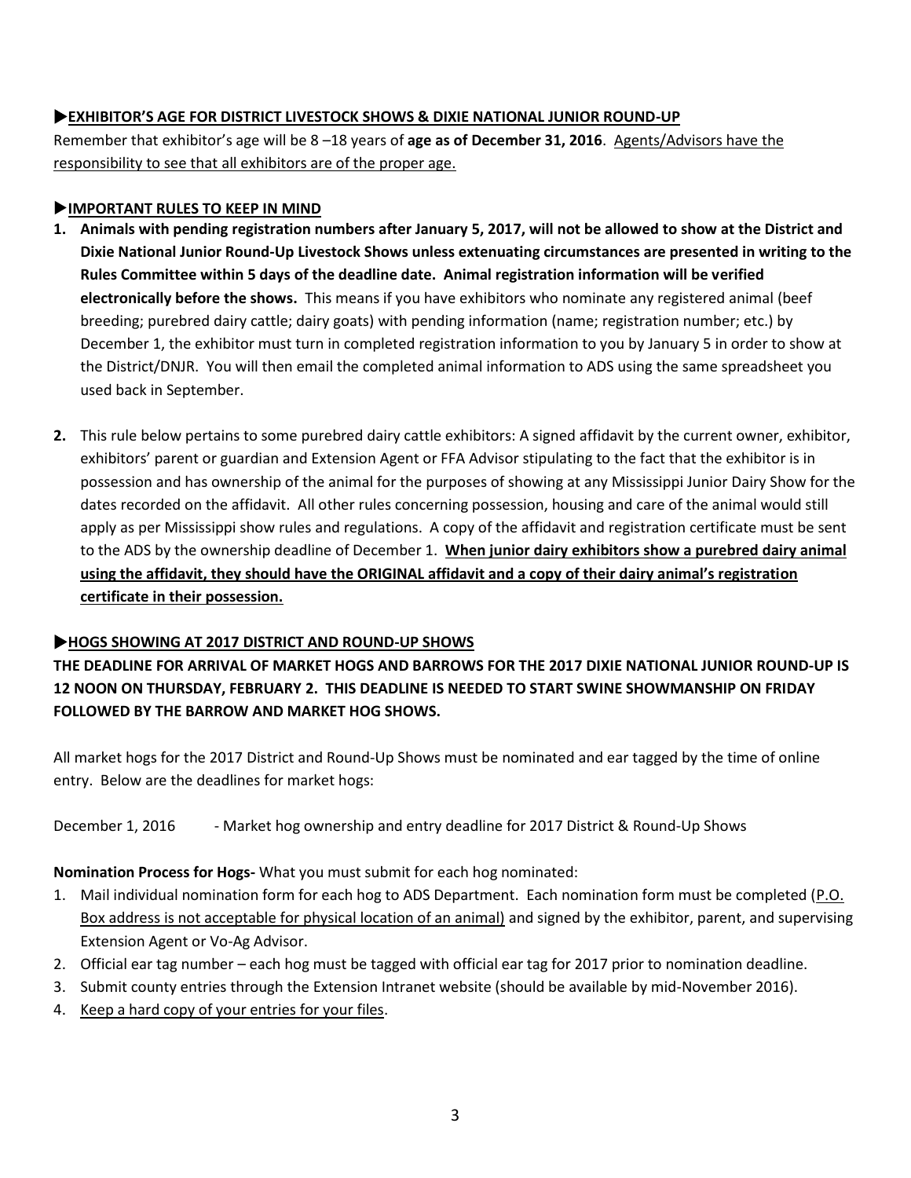## ▶EXHIBITOR'S AGE FOR DISTRICT LIVESTOCK SHOWS & DIXIE NATIONAL JUNIOR ROUND-UP

Remember that exhibitor's age will be 8 –18 years of **age as of December 31, 2016**. <u>Agents/Advisors have the responsibility to see that all exhibitors are of the proper age.</u>

## ▶IMPORTANT RULES TO KEEP IN MIND

1. **Animals with pending registration numbers after January 5, 2017, will not be allowed to show at the District and Dixie National Junior Round-Up Livestock Shows unless extenuating circumstances are presented in writing to the Rules Committee within 5 days of the deadline date. Animal registration information will be verified electronically before the shows.** This means if you have exhibitors who nominate any registered animal (beef breeding; purebred dairy cattle; dairy goats) with pending information (name; registration number; etc.) by December 1, the exhibitor must turn in completed registration information to you by January 5 in order to show at the District/DNJR. You will then email the completed animal information to ADS using the same spreadsheet you used back in September.

2. This rule below pertains to some purebred dairy cattle exhibitors: A signed affidavit by the current owner, exhibitor, exhibitors' parent or guardian and Extension Agent or FFA Advisor stipulating to the fact that the exhibitor is in possession and has ownership of the animal for the purposes of showing at any Mississippi Junior Dairy Show for the dates recorded on the affidavit. All other rules concerning possession, housing and care of the animal would still apply as per Mississippi show rules and regulations. A copy of the affidavit and registration certificate must be sent to the ADS by the ownership deadline of December 1. **<u>When junior dairy exhibitors show a purebred dairy animal using the affidavit, they should have the ORIGINAL affidavit and a copy of their dairy animal's registration certificate in their possession.</u>**

## ▶HOGS SHOWING AT 2017 DISTRICT AND ROUND-UP SHOWS

**THE DEADLINE FOR ARRIVAL OF MARKET HOGS AND BARROWS FOR THE 2017 DIXIE NATIONAL JUNIOR ROUND-UP IS 12 NOON ON THURSDAY, FEBRUARY 2. THIS DEADLINE IS NEEDED TO START SWINE SHOWMANSHIP ON FRIDAY FOLLOWED BY THE BARROW AND MARKET HOG SHOWS.**

All market hogs for the 2017 District and Round-Up Shows must be nominated and ear tagged by the time of online entry. Below are the deadlines for market hogs:

December 1, 2016 - Market hog ownership and entry deadline for 2017 District & Round-Up Shows

**Nomination Process for Hogs-** What you must submit for each hog nominated:

1. Mail individual nomination form for each hog to ADS Department. Each nomination form must be completed (<u>P.O. Box address is not acceptable for physical location of an animal)</u> and signed by the exhibitor, parent, and supervising Extension Agent or Vo-Ag Advisor.
2. Official ear tag number – each hog must be tagged with official ear tag for 2017 prior to nomination deadline.
3. Submit county entries through the Extension Intranet website (should be available by mid-November 2016).
4. <u>Keep a hard copy of your entries for your files</u>.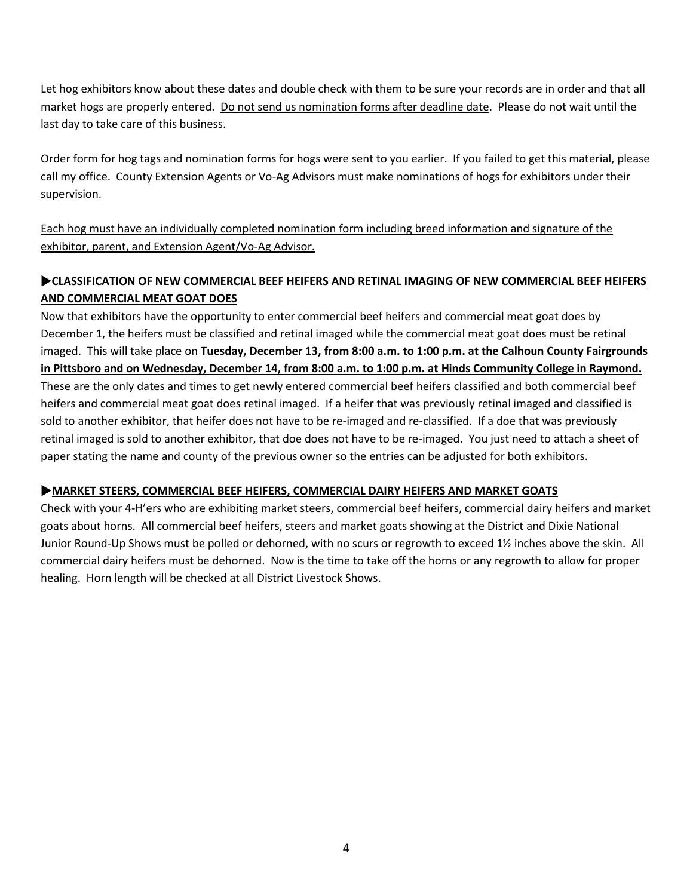Let hog exhibitors know about these dates and double check with them to be sure your records are in order and that all market hogs are properly entered. Do not send us nomination forms after deadline date. Please do not wait until the last day to take care of this business.

Order form for hog tags and nomination forms for hogs were sent to you earlier. If you failed to get this material, please call my office. County Extension Agents or Vo-Ag Advisors must make nominations of hogs for exhibitors under their supervision.

Each hog must have an individually completed nomination form including breed information and signature of the exhibitor, parent, and Extension Agent/Vo-Ag Advisor.

### ▶CLASSIFICATION OF NEW COMMERCIAL BEEF HEIFERS AND RETINAL IMAGING OF NEW COMMERCIAL BEEF HEIFERS AND COMMERCIAL MEAT GOAT DOES

Now that exhibitors have the opportunity to enter commercial beef heifers and commercial meat goat does by December 1, the heifers must be classified and retinal imaged while the commercial meat goat does must be retinal imaged. This will take place on **Tuesday, December 13, from 8:00 a.m. to 1:00 p.m. at the Calhoun County Fairgrounds in Pittsboro and on Wednesday, December 14, from 8:00 a.m. to 1:00 p.m. at Hinds Community College in Raymond.** These are the only dates and times to get newly entered commercial beef heifers classified and both commercial beef heifers and commercial meat goat does retinal imaged. If a heifer that was previously retinal imaged and classified is sold to another exhibitor, that heifer does not have to be re-imaged and re-classified. If a doe that was previously retinal imaged is sold to another exhibitor, that doe does not have to be re-imaged. You just need to attach a sheet of paper stating the name and county of the previous owner so the entries can be adjusted for both exhibitors.

### ▶MARKET STEERS, COMMERCIAL BEEF HEIFERS, COMMERCIAL DAIRY HEIFERS AND MARKET GOATS

Check with your 4-H'ers who are exhibiting market steers, commercial beef heifers, commercial dairy heifers and market goats about horns. All commercial beef heifers, steers and market goats showing at the District and Dixie National Junior Round-Up Shows must be polled or dehorned, with no scurs or regrowth to exceed 1½ inches above the skin. All commercial dairy heifers must be dehorned. Now is the time to take off the horns or any regrowth to allow for proper healing. Horn length will be checked at all District Livestock Shows.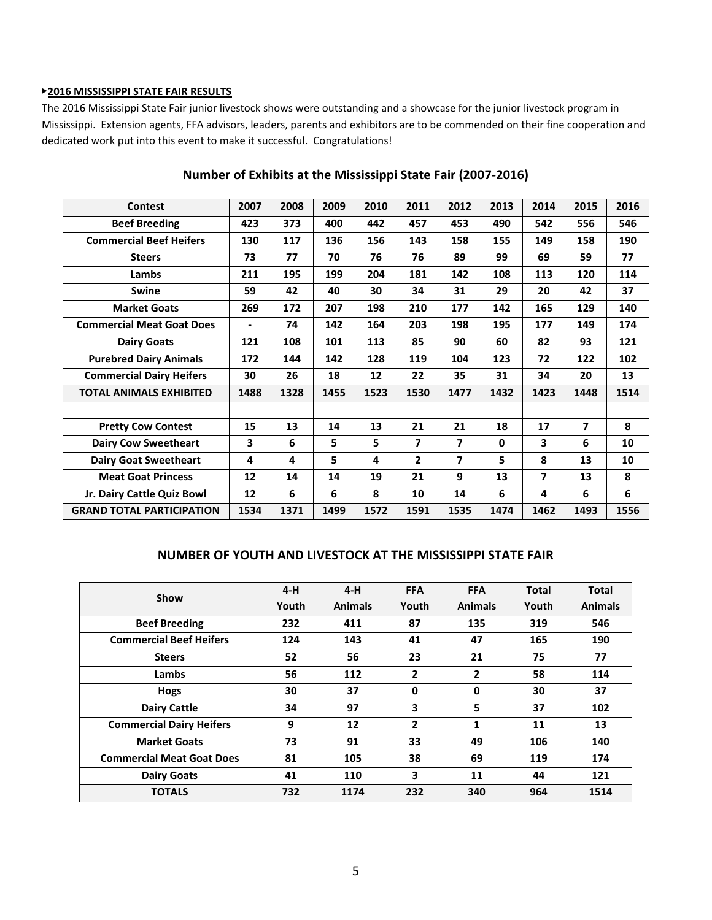## ▸2016 MISSISSIPPI STATE FAIR RESULTS

The 2016 Mississippi State Fair junior livestock shows were outstanding and a showcase for the junior livestock program in Mississippi. Extension agents, FFA advisors, leaders, parents and exhibitors are to be commended on their fine cooperation and dedicated work put into this event to make it successful. Congratulations!

### Number of Exhibits at the Mississippi State Fair (2007-2016)

| Contest | 2007 | 2008 | 2009 | 2010 | 2011 | 2012 | 2013 | 2014 | 2015 | 2016 |
|---|---|---|---|---|---|---|---|---|---|---|
| **Beef Breeding** | 423 | 373 | 400 | 442 | 457 | 453 | 490 | 542 | 556 | 546 |
| **Commercial Beef Heifers** | 130 | 117 | 136 | 156 | 143 | 158 | 155 | 149 | 158 | 190 |
| **Steers** | 73 | 77 | 70 | 76 | 76 | 89 | 99 | 69 | 59 | 77 |
| **Lambs** | 211 | 195 | 199 | 204 | 181 | 142 | 108 | 113 | 120 | 114 |
| **Swine** | 59 | 42 | 40 | 30 | 34 | 31 | 29 | 20 | 42 | 37 |
| **Market Goats** | 269 | 172 | 207 | 198 | 210 | 177 | 142 | 165 | 129 | 140 |
| **Commercial Meat Goat Does** | - | 74 | 142 | 164 | 203 | 198 | 195 | 177 | 149 | 174 |
| **Dairy Goats** | 121 | 108 | 101 | 113 | 85 | 90 | 60 | 82 | 93 | 121 |
| **Purebred Dairy Animals** | 172 | 144 | 142 | 128 | 119 | 104 | 123 | 72 | 122 | 102 |
| **Commercial Dairy Heifers** | 30 | 26 | 18 | 12 | 22 | 35 | 31 | 34 | 20 | 13 |
| **TOTAL ANIMALS EXHIBITED** | 1488 | 1328 | 1455 | 1523 | 1530 | 1477 | 1432 | 1423 | 1448 | 1514 |
| | | | | | | | | | | |
| **Pretty Cow Contest** | 15 | 13 | 14 | 13 | 21 | 21 | 18 | 17 | 7 | 8 |
| **Dairy Cow Sweetheart** | 3 | 6 | 5 | 5 | 7 | 7 | 0 | 3 | 6 | 10 |
| **Dairy Goat Sweetheart** | 4 | 4 | 5 | 4 | 2 | 7 | 5 | 8 | 13 | 10 |
| **Meat Goat Princess** | 12 | 14 | 14 | 19 | 21 | 9 | 13 | 7 | 13 | 8 |
| **Jr. Dairy Cattle Quiz Bowl** | 12 | 6 | 6 | 8 | 10 | 14 | 6 | 4 | 6 | 6 |
| **GRAND TOTAL PARTICIPATION** | 1534 | 1371 | 1499 | 1572 | 1591 | 1535 | 1474 | 1462 | 1493 | 1556 |

### NUMBER OF YOUTH AND LIVESTOCK AT THE MISSISSIPPI STATE FAIR

| Show | 4-H Youth | 4-H Animals | FFA Youth | FFA Animals | Total Youth | Total Animals |
|---|---|---|---|---|---|---|
| **Beef Breeding** | 232 | 411 | 87 | 135 | 319 | 546 |
| **Commercial Beef Heifers** | 124 | 143 | 41 | 47 | 165 | 190 |
| **Steers** | 52 | 56 | 23 | 21 | 75 | 77 |
| **Lambs** | 56 | 112 | 2 | 2 | 58 | 114 |
| **Hogs** | 30 | 37 | 0 | 0 | 30 | 37 |
| **Dairy Cattle** | 34 | 97 | 3 | 5 | 37 | 102 |
| **Commercial Dairy Heifers** | 9 | 12 | 2 | 1 | 11 | 13 |
| **Market Goats** | 73 | 91 | 33 | 49 | 106 | 140 |
| **Commercial Meat Goat Does** | 81 | 105 | 38 | 69 | 119 | 174 |
| **Dairy Goats** | 41 | 110 | 3 | 11 | 44 | 121 |
| **TOTALS** | 732 | 1174 | 232 | 340 | 964 | 1514 |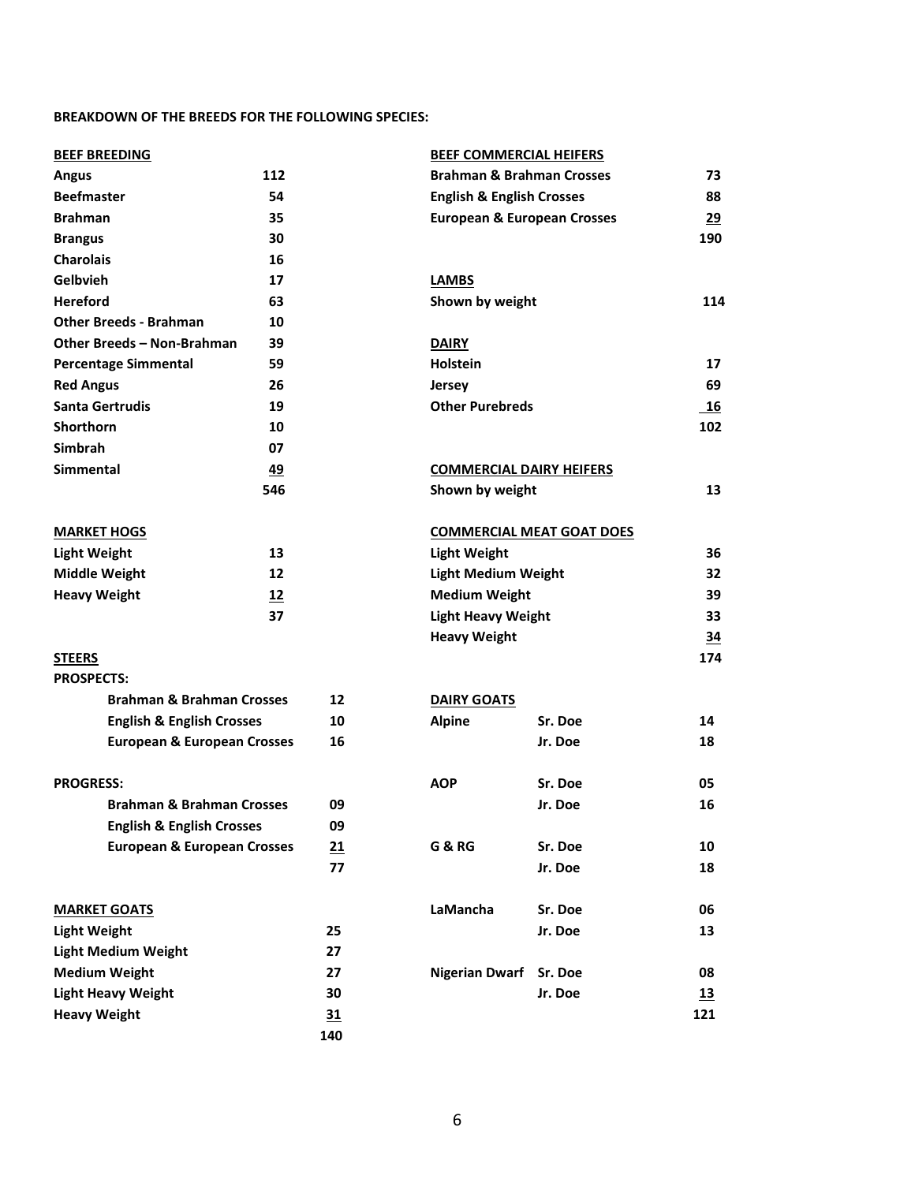**BREAKDOWN OF THE BREEDS FOR THE FOLLOWING SPECIES:**

**BEEF BREEDING**

| Breed | Count |
|---|---|
| Angus | 112 |
| Beefmaster | 54 |
| Brahman | 35 |
| Brangus | 30 |
| Charolais | 16 |
| Gelbvieh | 17 |
| Hereford | 63 |
| Other Breeds - Brahman | 10 |
| Other Breeds – Non-Brahman | 39 |
| Percentage Simmental | 59 |
| Red Angus | 26 |
| Santa Gertrudis | 19 |
| Shorthorn | 10 |
| Simbrah | 07 |
| Simmental | 49 |
| | 546 |

**MARKET HOGS**

| Class | Count |
|---|---|
| Light Weight | 13 |
| Middle Weight | 12 |
| Heavy Weight | 12 |
| | 37 |

**STEERS**

**PROSPECTS:**

| Class | Count |
|---|---|
| Brahman & Brahman Crosses | 12 |
| English & English Crosses | 10 |
| European & European Crosses | 16 |

**PROGRESS:**

| Class | Count |
|---|---|
| Brahman & Brahman Crosses | 09 |
| English & English Crosses | 09 |
| European & European Crosses | 21 |
| | 77 |

**MARKET GOATS**

| Class | Count |
|---|---|
| Light Weight | 25 |
| Light Medium Weight | 27 |
| Medium Weight | 27 |
| Light Heavy Weight | 30 |
| Heavy Weight | 31 |
| | 140 |

**BEEF COMMERCIAL HEIFERS**

| Class | Count |
|---|---|
| Brahman & Brahman Crosses | 73 |
| English & English Crosses | 88 |
| European & European Crosses | 29 |
| | 190 |

**LAMBS**

| Class | Count |
|---|---|
| Shown by weight | 114 |

**DAIRY**

| Breed | Count |
|---|---|
| Holstein | 17 |
| Jersey | 69 |
| Other Purebreds | 16 |
| | 102 |

**COMMERCIAL DAIRY HEIFERS**

| Class | Count |
|---|---|
| Shown by weight | 13 |

**COMMERCIAL MEAT GOAT DOES**

| Class | Count |
|---|---|
| Light Weight | 36 |
| Light Medium Weight | 32 |
| Medium Weight | 39 |
| Light Heavy Weight | 33 |
| Heavy Weight | 34 |
| | 174 |

**DAIRY GOATS**

| Breed | Class | Count |
|---|---|---|
| Alpine | Sr. Doe | 14 |
| | Jr. Doe | 18 |
| AOP | Sr. Doe | 05 |
| | Jr. Doe | 16 |
| G & RG | Sr. Doe | 10 |
| | Jr. Doe | 18 |
| LaMancha | Sr. Doe | 06 |
| | Jr. Doe | 13 |
| Nigerian Dwarf | Sr. Doe | 08 |
| | Jr. Doe | 13 |
| | | 121 |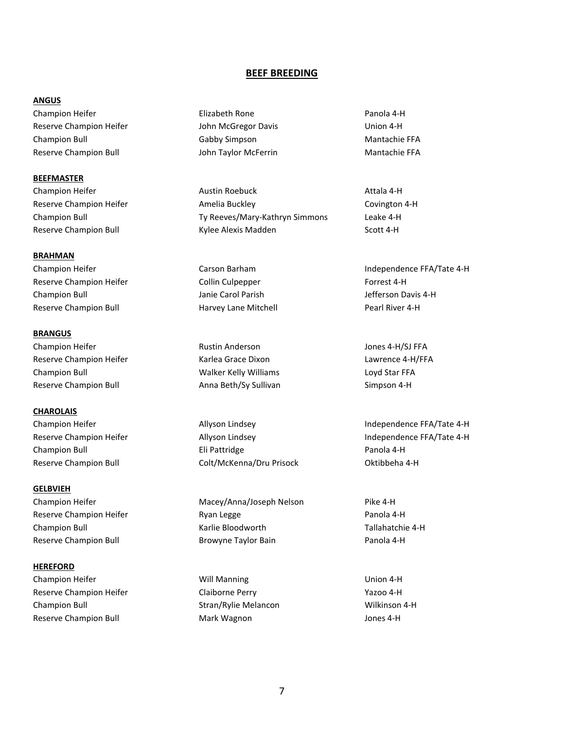# BEEF BREEDING

### ANGUS

| | | |
|---|---|---|
| Champion Heifer | Elizabeth Rone | Panola 4-H |
| Reserve Champion Heifer | John McGregor Davis | Union 4-H |
| Champion Bull | Gabby Simpson | Mantachie FFA |
| Reserve Champion Bull | John Taylor McFerrin | Mantachie FFA |

### BEEFMASTER

| | | |
|---|---|---|
| Champion Heifer | Austin Roebuck | Attala 4-H |
| Reserve Champion Heifer | Amelia Buckley | Covington 4-H |
| Champion Bull | Ty Reeves/Mary-Kathryn Simmons | Leake 4-H |
| Reserve Champion Bull | Kylee Alexis Madden | Scott 4-H |

### BRAHMAN

| | | |
|---|---|---|
| Champion Heifer | Carson Barham | Independence FFA/Tate 4-H |
| Reserve Champion Heifer | Collin Culpepper | Forrest 4-H |
| Champion Bull | Janie Carol Parish | Jefferson Davis 4-H |
| Reserve Champion Bull | Harvey Lane Mitchell | Pearl River 4-H |

### BRANGUS

| | | |
|---|---|---|
| Champion Heifer | Rustin Anderson | Jones 4-H/SJ FFA |
| Reserve Champion Heifer | Karlea Grace Dixon | Lawrence 4-H/FFA |
| Champion Bull | Walker Kelly Williams | Loyd Star FFA |
| Reserve Champion Bull | Anna Beth/Sy Sullivan | Simpson 4-H |

### CHAROLAIS

| | | |
|---|---|---|
| Champion Heifer | Allyson Lindsey | Independence FFA/Tate 4-H |
| Reserve Champion Heifer | Allyson Lindsey | Independence FFA/Tate 4-H |
| Champion Bull | Eli Pattridge | Panola 4-H |
| Reserve Champion Bull | Colt/McKenna/Dru Prisock | Oktibbeha 4-H |

### GELBVIEH

| | | |
|---|---|---|
| Champion Heifer | Macey/Anna/Joseph Nelson | Pike 4-H |
| Reserve Champion Heifer | Ryan Legge | Panola 4-H |
| Champion Bull | Karlie Bloodworth | Tallahatchie 4-H |
| Reserve Champion Bull | Browyne Taylor Bain | Panola 4-H |

### HEREFORD

| | | |
|---|---|---|
| Champion Heifer | Will Manning | Union 4-H |
| Reserve Champion Heifer | Claiborne Perry | Yazoo 4-H |
| Champion Bull | Stran/Rylie Melancon | Wilkinson 4-H |
| Reserve Champion Bull | Mark Wagnon | Jones 4-H |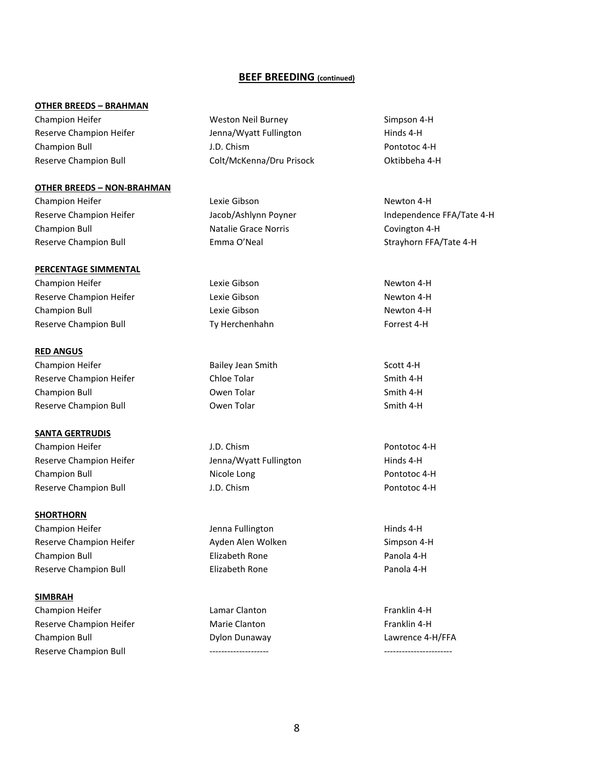## BEEF BREEDING (continued)

### OTHER BREEDS – BRAHMAN

| | | |
|---|---|---|
| Champion Heifer | Weston Neil Burney | Simpson 4-H |
| Reserve Champion Heifer | Jenna/Wyatt Fullington | Hinds 4-H |
| Champion Bull | J.D. Chism | Pontotoc 4-H |
| Reserve Champion Bull | Colt/McKenna/Dru Prisock | Oktibbeha 4-H |

### OTHER BREEDS – NON-BRAHMAN

| | | |
|---|---|---|
| Champion Heifer | Lexie Gibson | Newton 4-H |
| Reserve Champion Heifer | Jacob/Ashlynn Poyner | Independence FFA/Tate 4-H |
| Champion Bull | Natalie Grace Norris | Covington 4-H |
| Reserve Champion Bull | Emma O'Neal | Strayhorn FFA/Tate 4-H |

### PERCENTAGE SIMMENTAL

| | | |
|---|---|---|
| Champion Heifer | Lexie Gibson | Newton 4-H |
| Reserve Champion Heifer | Lexie Gibson | Newton 4-H |
| Champion Bull | Lexie Gibson | Newton 4-H |
| Reserve Champion Bull | Ty Herchenhahn | Forrest 4-H |

### RED ANGUS

| | | |
|---|---|---|
| Champion Heifer | Bailey Jean Smith | Scott 4-H |
| Reserve Champion Heifer | Chloe Tolar | Smith 4-H |
| Champion Bull | Owen Tolar | Smith 4-H |
| Reserve Champion Bull | Owen Tolar | Smith 4-H |

### SANTA GERTRUDIS

| | | |
|---|---|---|
| Champion Heifer | J.D. Chism | Pontotoc 4-H |
| Reserve Champion Heifer | Jenna/Wyatt Fullington | Hinds 4-H |
| Champion Bull | Nicole Long | Pontotoc 4-H |
| Reserve Champion Bull | J.D. Chism | Pontotoc 4-H |

### SHORTHORN

| | | |
|---|---|---|
| Champion Heifer | Jenna Fullington | Hinds 4-H |
| Reserve Champion Heifer | Ayden Alen Wolken | Simpson 4-H |
| Champion Bull | Elizabeth Rone | Panola 4-H |
| Reserve Champion Bull | Elizabeth Rone | Panola 4-H |

### SIMBRAH

| | | |
|---|---|---|
| Champion Heifer | Lamar Clanton | Franklin 4-H |
| Reserve Champion Heifer | Marie Clanton | Franklin 4-H |
| Champion Bull | Dylon Dunaway | Lawrence 4-H/FFA |
| Reserve Champion Bull | -------------------- | ----------------------- |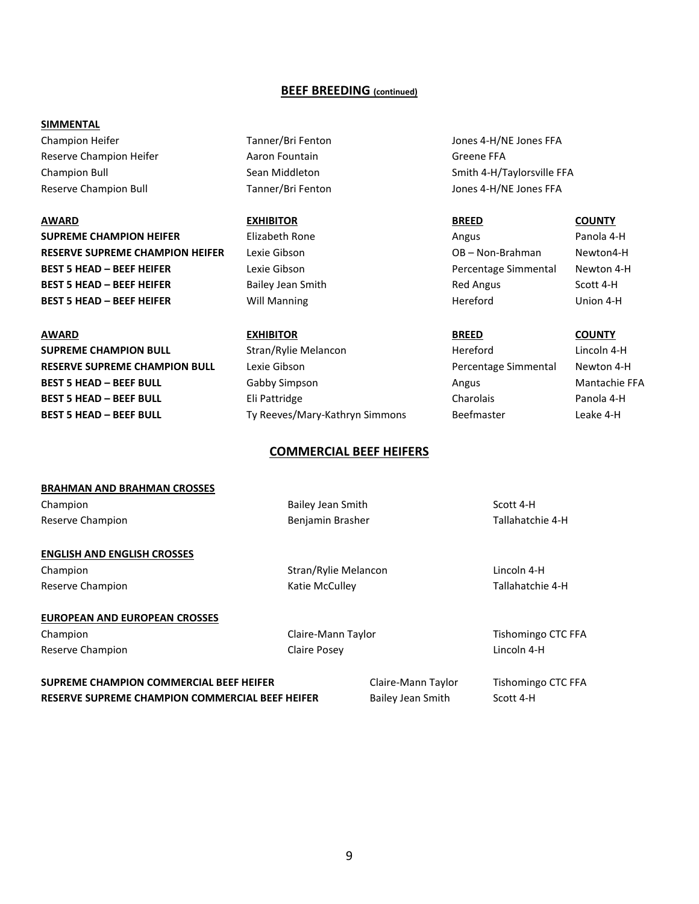## BEEF BREEDING (continued)

### SIMMENTAL

| | | |
|---|---|---|
| Champion Heifer | Tanner/Bri Fenton | Jones 4-H/NE Jones FFA |
| Reserve Champion Heifer | Aaron Fountain | Greene FFA |
| Champion Bull | Sean Middleton | Smith 4-H/Taylorsville FFA |
| Reserve Champion Bull | Tanner/Bri Fenton | Jones 4-H/NE Jones FFA |

| AWARD | EXHIBITOR | BREED | COUNTY |
|---|---|---|---|
| **SUPREME CHAMPION HEIFER** | Elizabeth Rone | Angus | Panola 4-H |
| **RESERVE SUPREME CHAMPION HEIFER** | Lexie Gibson | OB – Non-Brahman | Newton4-H |
| **BEST 5 HEAD – BEEF HEIFER** | Lexie Gibson | Percentage Simmental | Newton 4-H |
| **BEST 5 HEAD – BEEF HEIFER** | Bailey Jean Smith | Red Angus | Scott 4-H |
| **BEST 5 HEAD – BEEF HEIFER** | Will Manning | Hereford | Union 4-H |

| AWARD | EXHIBITOR | BREED | COUNTY |
|---|---|---|---|
| **SUPREME CHAMPION BULL** | Stran/Rylie Melancon | Hereford | Lincoln 4-H |
| **RESERVE SUPREME CHAMPION BULL** | Lexie Gibson | Percentage Simmental | Newton 4-H |
| **BEST 5 HEAD – BEEF BULL** | Gabby Simpson | Angus | Mantachie FFA |
| **BEST 5 HEAD – BEEF BULL** | Eli Pattridge | Charolais | Panola 4-H |
| **BEST 5 HEAD – BEEF BULL** | Ty Reeves/Mary-Kathryn Simmons | Beefmaster | Leake 4-H |

## COMMERCIAL BEEF HEIFERS

### BRAHMAN AND BRAHMAN CROSSES

| | | |
|---|---|---|
| Champion | Bailey Jean Smith | Scott 4-H |
| Reserve Champion | Benjamin Brasher | Tallahatchie 4-H |

### ENGLISH AND ENGLISH CROSSES

| | | |
|---|---|---|
| Champion | Stran/Rylie Melancon | Lincoln 4-H |
| Reserve Champion | Katie McCulley | Tallahatchie 4-H |

### EUROPEAN AND EUROPEAN CROSSES

| | | |
|---|---|---|
| Champion | Claire-Mann Taylor | Tishomingo CTC FFA |
| Reserve Champion | Claire Posey | Lincoln 4-H |

| | | |
|---|---|---|
| **SUPREME CHAMPION COMMERCIAL BEEF HEIFER** | Claire-Mann Taylor | Tishomingo CTC FFA |
| **RESERVE SUPREME CHAMPION COMMERCIAL BEEF HEIFER** | Bailey Jean Smith | Scott 4-H |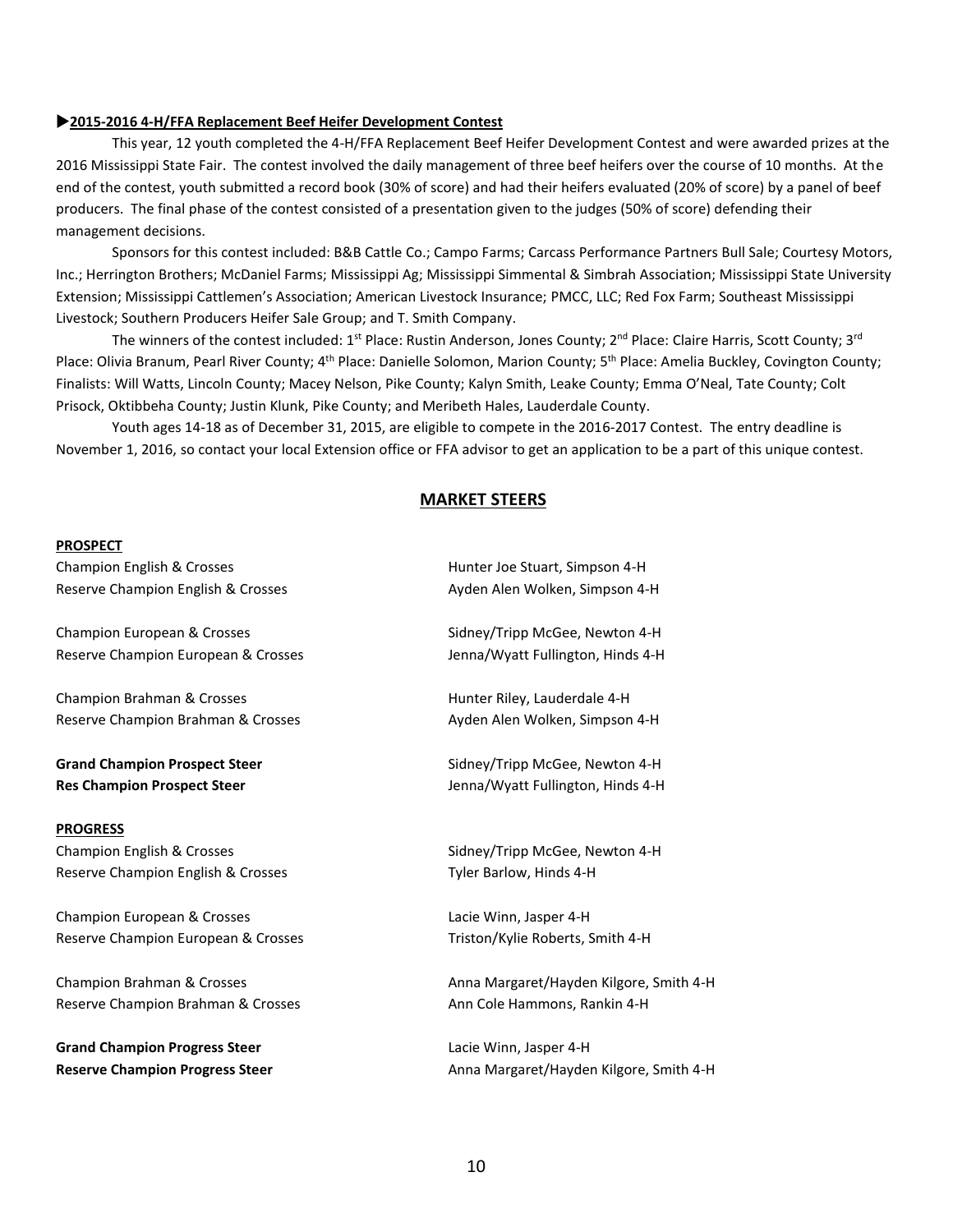**▶2015-2016 4-H/FFA Replacement Beef Heifer Development Contest**

This year, 12 youth completed the 4-H/FFA Replacement Beef Heifer Development Contest and were awarded prizes at the 2016 Mississippi State Fair. The contest involved the daily management of three beef heifers over the course of 10 months. At the end of the contest, youth submitted a record book (30% of score) and had their heifers evaluated (20% of score) by a panel of beef producers. The final phase of the contest consisted of a presentation given to the judges (50% of score) defending their management decisions.

Sponsors for this contest included: B&B Cattle Co.; Campo Farms; Carcass Performance Partners Bull Sale; Courtesy Motors, Inc.; Herrington Brothers; McDaniel Farms; Mississippi Ag; Mississippi Simmental & Simbrah Association; Mississippi State University Extension; Mississippi Cattlemen's Association; American Livestock Insurance; PMCC, LLC; Red Fox Farm; Southeast Mississippi Livestock; Southern Producers Heifer Sale Group; and T. Smith Company.

The winners of the contest included: 1st Place: Rustin Anderson, Jones County; 2nd Place: Claire Harris, Scott County; 3rd Place: Olivia Branum, Pearl River County; 4th Place: Danielle Solomon, Marion County; 5th Place: Amelia Buckley, Covington County; Finalists: Will Watts, Lincoln County; Macey Nelson, Pike County; Kalyn Smith, Leake County; Emma O'Neal, Tate County; Colt Prisock, Oktibbeha County; Justin Klunk, Pike County; and Meribeth Hales, Lauderdale County.

Youth ages 14-18 as of December 31, 2015, are eligible to compete in the 2016-2017 Contest. The entry deadline is November 1, 2016, so contact your local Extension office or FFA advisor to get an application to be a part of this unique contest.

## MARKET STEERS

**PROSPECT**

| | |
|---|---|
| Champion English & Crosses | Hunter Joe Stuart, Simpson 4-H |
| Reserve Champion English & Crosses | Ayden Alen Wolken, Simpson 4-H |
| Champion European & Crosses | Sidney/Tripp McGee, Newton 4-H |
| Reserve Champion European & Crosses | Jenna/Wyatt Fullington, Hinds 4-H |
| Champion Brahman & Crosses | Hunter Riley, Lauderdale 4-H |
| Reserve Champion Brahman & Crosses | Ayden Alen Wolken, Simpson 4-H |
| **Grand Champion Prospect Steer** | Sidney/Tripp McGee, Newton 4-H |
| **Res Champion Prospect Steer** | Jenna/Wyatt Fullington, Hinds 4-H |

**PROGRESS**

| | |
|---|---|
| Champion English & Crosses | Sidney/Tripp McGee, Newton 4-H |
| Reserve Champion English & Crosses | Tyler Barlow, Hinds 4-H |
| Champion European & Crosses | Lacie Winn, Jasper 4-H |
| Reserve Champion European & Crosses | Triston/Kylie Roberts, Smith 4-H |
| Champion Brahman & Crosses | Anna Margaret/Hayden Kilgore, Smith 4-H |
| Reserve Champion Brahman & Crosses | Ann Cole Hammons, Rankin 4-H |
| **Grand Champion Progress Steer** | Lacie Winn, Jasper 4-H |
| **Reserve Champion Progress Steer** | Anna Margaret/Hayden Kilgore, Smith 4-H |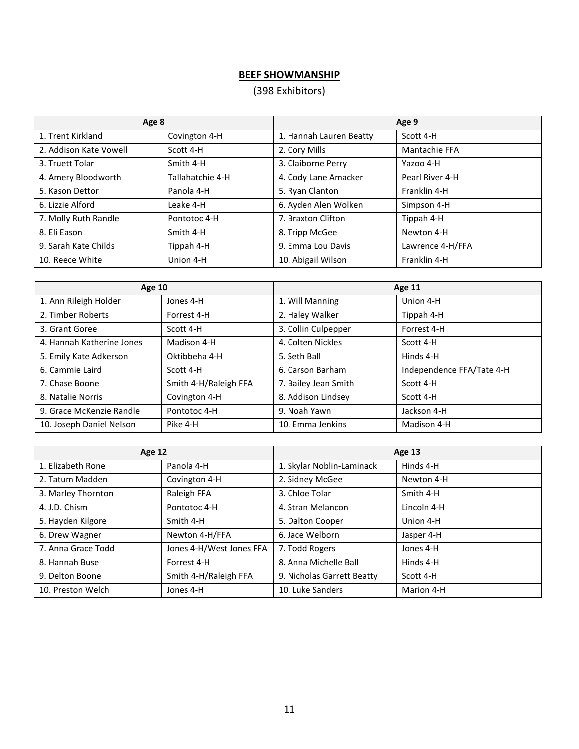## BEEF SHOWMANSHIP

(398 Exhibitors)

| Age 8 | | Age 9 | |
|---|---|---|---|
| 1. Trent Kirkland | Covington 4-H | 1. Hannah Lauren Beatty | Scott 4-H |
| 2. Addison Kate Vowell | Scott 4-H | 2. Cory Mills | Mantachie FFA |
| 3. Truett Tolar | Smith 4-H | 3. Claiborne Perry | Yazoo 4-H |
| 4. Amery Bloodworth | Tallahatchie 4-H | 4. Cody Lane Amacker | Pearl River 4-H |
| 5. Kason Dettor | Panola 4-H | 5. Ryan Clanton | Franklin 4-H |
| 6. Lizzie Alford | Leake 4-H | 6. Ayden Alen Wolken | Simpson 4-H |
| 7. Molly Ruth Randle | Pontotoc 4-H | 7. Braxton Clifton | Tippah 4-H |
| 8. Eli Eason | Smith 4-H | 8. Tripp McGee | Newton 4-H |
| 9. Sarah Kate Childs | Tippah 4-H | 9. Emma Lou Davis | Lawrence 4-H/FFA |
| 10. Reece White | Union 4-H | 10. Abigail Wilson | Franklin 4-H |

| Age 10 | | Age 11 | |
|---|---|---|---|
| 1. Ann Rileigh Holder | Jones 4-H | 1. Will Manning | Union 4-H |
| 2. Timber Roberts | Forrest 4-H | 2. Haley Walker | Tippah 4-H |
| 3. Grant Goree | Scott 4-H | 3. Collin Culpepper | Forrest 4-H |
| 4. Hannah Katherine Jones | Madison 4-H | 4. Colten Nickles | Scott 4-H |
| 5. Emily Kate Adkerson | Oktibbeha 4-H | 5. Seth Ball | Hinds 4-H |
| 6. Cammie Laird | Scott 4-H | 6. Carson Barham | Independence FFA/Tate 4-H |
| 7. Chase Boone | Smith 4-H/Raleigh FFA | 7. Bailey Jean Smith | Scott 4-H |
| 8. Natalie Norris | Covington 4-H | 8. Addison Lindsey | Scott 4-H |
| 9. Grace McKenzie Randle | Pontotoc 4-H | 9. Noah Yawn | Jackson 4-H |
| 10. Joseph Daniel Nelson | Pike 4-H | 10. Emma Jenkins | Madison 4-H |

| Age 12 | | Age 13 | |
|---|---|---|---|
| 1. Elizabeth Rone | Panola 4-H | 1. Skylar Noblin-Laminack | Hinds 4-H |
| 2. Tatum Madden | Covington 4-H | 2. Sidney McGee | Newton 4-H |
| 3. Marley Thornton | Raleigh FFA | 3. Chloe Tolar | Smith 4-H |
| 4. J.D. Chism | Pontotoc 4-H | 4. Stran Melancon | Lincoln 4-H |
| 5. Hayden Kilgore | Smith 4-H | 5. Dalton Cooper | Union 4-H |
| 6. Drew Wagner | Newton 4-H/FFA | 6. Jace Welborn | Jasper 4-H |
| 7. Anna Grace Todd | Jones 4-H/West Jones FFA | 7. Todd Rogers | Jones 4-H |
| 8. Hannah Buse | Forrest 4-H | 8. Anna Michelle Ball | Hinds 4-H |
| 9. Delton Boone | Smith 4-H/Raleigh FFA | 9. Nicholas Garrett Beatty | Scott 4-H |
| 10. Preston Welch | Jones 4-H | 10. Luke Sanders | Marion 4-H |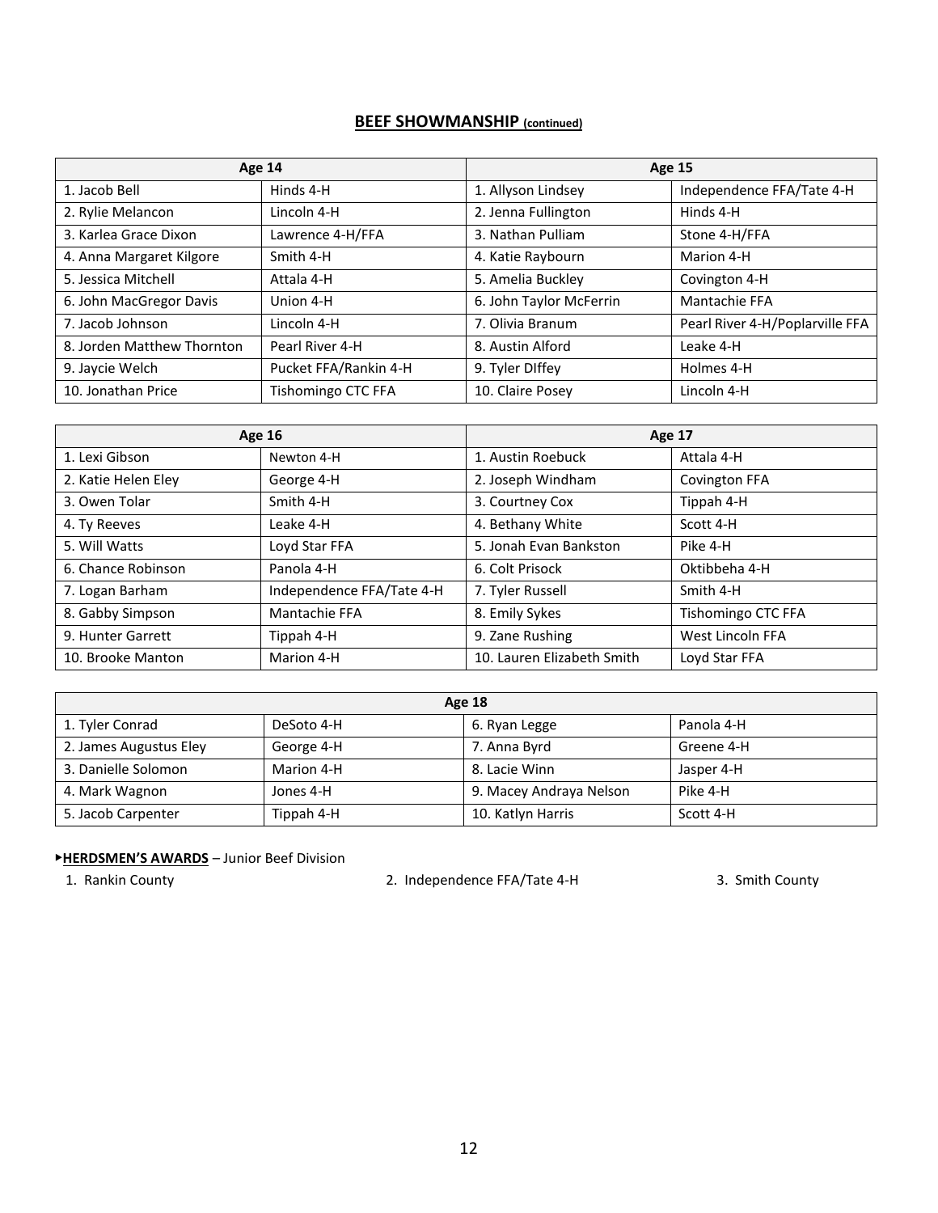## BEEF SHOWMANSHIP (continued)

| Age 14 | | Age 15 | |
|---|---|---|---|
| 1. Jacob Bell | Hinds 4-H | 1. Allyson Lindsey | Independence FFA/Tate 4-H |
| 2. Rylie Melancon | Lincoln 4-H | 2. Jenna Fullington | Hinds 4-H |
| 3. Karlea Grace Dixon | Lawrence 4-H/FFA | 3. Nathan Pulliam | Stone 4-H/FFA |
| 4. Anna Margaret Kilgore | Smith 4-H | 4. Katie Raybourn | Marion 4-H |
| 5. Jessica Mitchell | Attala 4-H | 5. Amelia Buckley | Covington 4-H |
| 6. John MacGregor Davis | Union 4-H | 6. John Taylor McFerrin | Mantachie FFA |
| 7. Jacob Johnson | Lincoln 4-H | 7. Olivia Branum | Pearl River 4-H/Poplarville FFA |
| 8. Jorden Matthew Thornton | Pearl River 4-H | 8. Austin Alford | Leake 4-H |
| 9. Jaycie Welch | Pucket FFA/Rankin 4-H | 9. Tyler DIffey | Holmes 4-H |
| 10. Jonathan Price | Tishomingo CTC FFA | 10. Claire Posey | Lincoln 4-H |

| Age 16 | | Age 17 | |
|---|---|---|---|
| 1. Lexi Gibson | Newton 4-H | 1. Austin Roebuck | Attala 4-H |
| 2. Katie Helen Eley | George 4-H | 2. Joseph Windham | Covington FFA |
| 3. Owen Tolar | Smith 4-H | 3. Courtney Cox | Tippah 4-H |
| 4. Ty Reeves | Leake 4-H | 4. Bethany White | Scott 4-H |
| 5. Will Watts | Loyd Star FFA | 5. Jonah Evan Bankston | Pike 4-H |
| 6. Chance Robinson | Panola 4-H | 6. Colt Prisock | Oktibbeha 4-H |
| 7. Logan Barham | Independence FFA/Tate 4-H | 7. Tyler Russell | Smith 4-H |
| 8. Gabby Simpson | Mantachie FFA | 8. Emily Sykes | Tishomingo CTC FFA |
| 9. Hunter Garrett | Tippah 4-H | 9. Zane Rushing | West Lincoln FFA |
| 10. Brooke Manton | Marion 4-H | 10. Lauren Elizabeth Smith | Loyd Star FFA |

| Age 18 | | | |
|---|---|---|---|
| 1. Tyler Conrad | DeSoto 4-H | 6. Ryan Legge | Panola 4-H |
| 2. James Augustus Eley | George 4-H | 7. Anna Byrd | Greene 4-H |
| 3. Danielle Solomon | Marion 4-H | 8. Lacie Winn | Jasper 4-H |
| 4. Mark Wagnon | Jones 4-H | 9. Macey Andraya Nelson | Pike 4-H |
| 5. Jacob Carpenter | Tippah 4-H | 10. Katlyn Harris | Scott 4-H |

▸**HERDSMEN'S AWARDS** – Junior Beef Division

1. Rankin County
2. Independence FFA/Tate 4-H
3. Smith County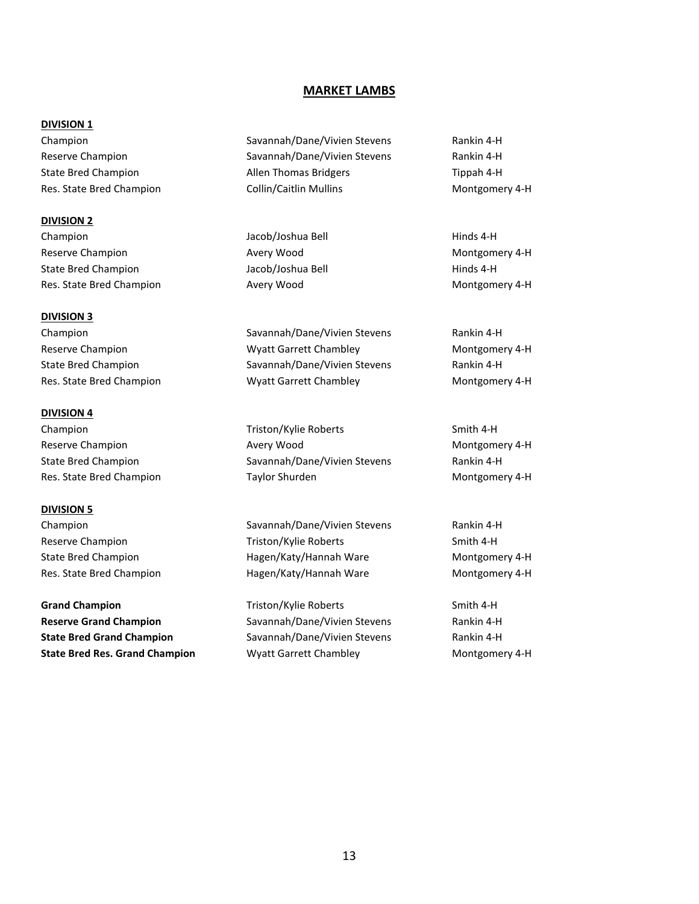# MARKET LAMBS

**DIVISION 1**

| | | |
|---|---|---|
| Champion | Savannah/Dane/Vivien Stevens | Rankin 4-H |
| Reserve Champion | Savannah/Dane/Vivien Stevens | Rankin 4-H |
| State Bred Champion | Allen Thomas Bridgers | Tippah 4-H |
| Res. State Bred Champion | Collin/Caitlin Mullins | Montgomery 4-H |

**DIVISION 2**

| | | |
|---|---|---|
| Champion | Jacob/Joshua Bell | Hinds 4-H |
| Reserve Champion | Avery Wood | Montgomery 4-H |
| State Bred Champion | Jacob/Joshua Bell | Hinds 4-H |
| Res. State Bred Champion | Avery Wood | Montgomery 4-H |

**DIVISION 3**

| | | |
|---|---|---|
| Champion | Savannah/Dane/Vivien Stevens | Rankin 4-H |
| Reserve Champion | Wyatt Garrett Chambley | Montgomery 4-H |
| State Bred Champion | Savannah/Dane/Vivien Stevens | Rankin 4-H |
| Res. State Bred Champion | Wyatt Garrett Chambley | Montgomery 4-H |

**DIVISION 4**

| | | |
|---|---|---|
| Champion | Triston/Kylie Roberts | Smith 4-H |
| Reserve Champion | Avery Wood | Montgomery 4-H |
| State Bred Champion | Savannah/Dane/Vivien Stevens | Rankin 4-H |
| Res. State Bred Champion | Taylor Shurden | Montgomery 4-H |

**DIVISION 5**

| | | |
|---|---|---|
| Champion | Savannah/Dane/Vivien Stevens | Rankin 4-H |
| Reserve Champion | Triston/Kylie Roberts | Smith 4-H |
| State Bred Champion | Hagen/Katy/Hannah Ware | Montgomery 4-H |
| Res. State Bred Champion | Hagen/Katy/Hannah Ware | Montgomery 4-H |

| | | |
|---|---|---|
| **Grand Champion** | Triston/Kylie Roberts | Smith 4-H |
| **Reserve Grand Champion** | Savannah/Dane/Vivien Stevens | Rankin 4-H |
| **State Bred Grand Champion** | Savannah/Dane/Vivien Stevens | Rankin 4-H |
| **State Bred Res. Grand Champion** | Wyatt Garrett Chambley | Montgomery 4-H |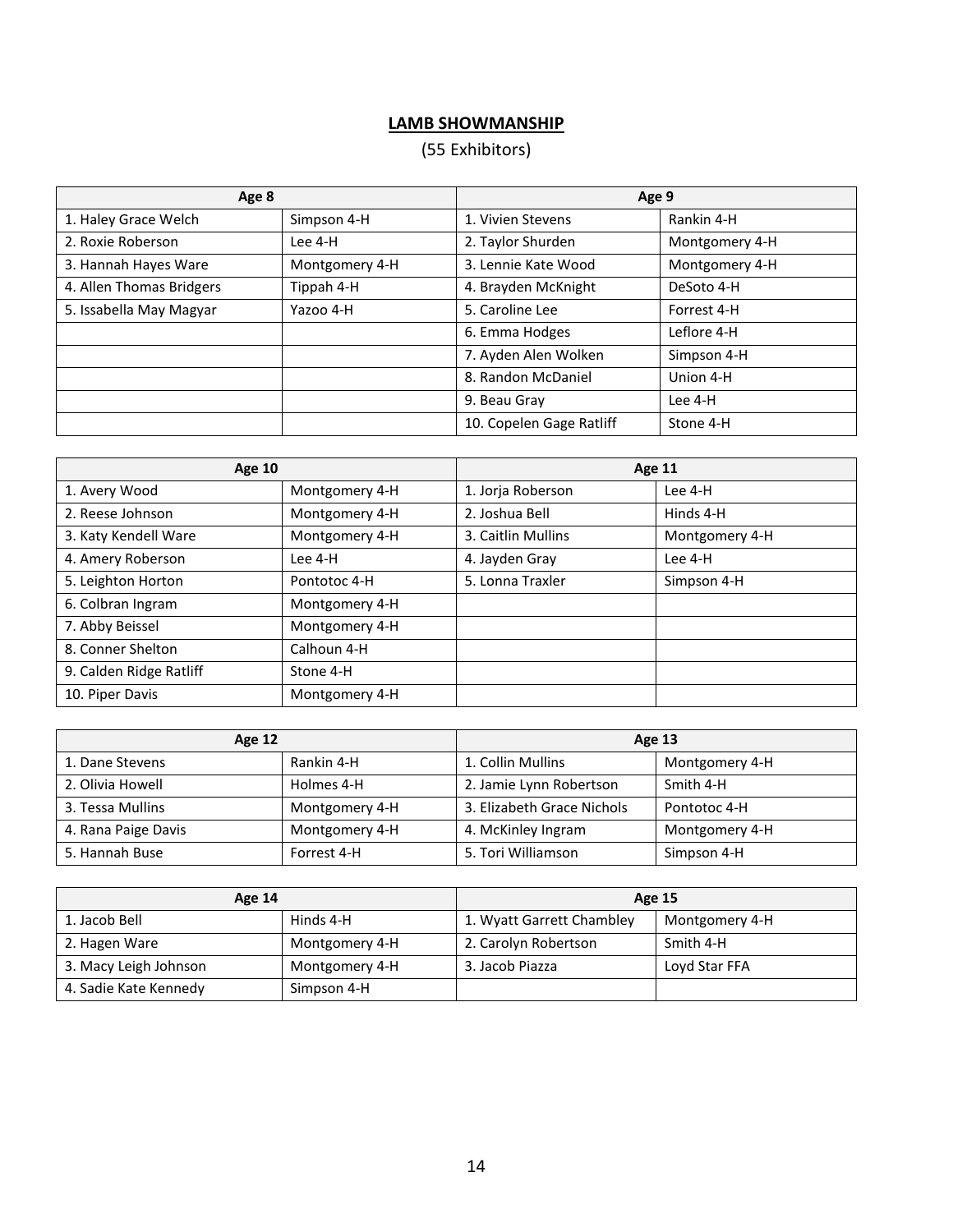## LAMB SHOWMANSHIP

(55 Exhibitors)

| Age 8 | | Age 9 | |
|---|---|---|---|
| 1. Haley Grace Welch | Simpson 4-H | 1. Vivien Stevens | Rankin 4-H |
| 2. Roxie Roberson | Lee 4-H | 2. Taylor Shurden | Montgomery 4-H |
| 3. Hannah Hayes Ware | Montgomery 4-H | 3. Lennie Kate Wood | Montgomery 4-H |
| 4. Allen Thomas Bridgers | Tippah 4-H | 4. Brayden McKnight | DeSoto 4-H |
| 5. Issabella May Magyar | Yazoo 4-H | 5. Caroline Lee | Forrest 4-H |
| | | 6. Emma Hodges | Leflore 4-H |
| | | 7. Ayden Alen Wolken | Simpson 4-H |
| | | 8. Randon McDaniel | Union 4-H |
| | | 9. Beau Gray | Lee 4-H |
| | | 10. Copelen Gage Ratliff | Stone 4-H |

| Age 10 | | Age 11 | |
|---|---|---|---|
| 1. Avery Wood | Montgomery 4-H | 1. Jorja Roberson | Lee 4-H |
| 2. Reese Johnson | Montgomery 4-H | 2. Joshua Bell | Hinds 4-H |
| 3. Katy Kendell Ware | Montgomery 4-H | 3. Caitlin Mullins | Montgomery 4-H |
| 4. Amery Roberson | Lee 4-H | 4. Jayden Gray | Lee 4-H |
| 5. Leighton Horton | Pontotoc 4-H | 5. Lonna Traxler | Simpson 4-H |
| 6. Colbran Ingram | Montgomery 4-H | | |
| 7. Abby Beissel | Montgomery 4-H | | |
| 8. Conner Shelton | Calhoun 4-H | | |
| 9. Calden Ridge Ratliff | Stone 4-H | | |
| 10. Piper Davis | Montgomery 4-H | | |

| Age 12 | | Age 13 | |
|---|---|---|---|
| 1. Dane Stevens | Rankin 4-H | 1. Collin Mullins | Montgomery 4-H |
| 2. Olivia Howell | Holmes 4-H | 2. Jamie Lynn Robertson | Smith 4-H |
| 3. Tessa Mullins | Montgomery 4-H | 3. Elizabeth Grace Nichols | Pontotoc 4-H |
| 4. Rana Paige Davis | Montgomery 4-H | 4. McKinley Ingram | Montgomery 4-H |
| 5. Hannah Buse | Forrest 4-H | 5. Tori Williamson | Simpson 4-H |

| Age 14 | | Age 15 | |
|---|---|---|---|
| 1. Jacob Bell | Hinds 4-H | 1. Wyatt Garrett Chambley | Montgomery 4-H |
| 2. Hagen Ware | Montgomery 4-H | 2. Carolyn Robertson | Smith 4-H |
| 3. Macy Leigh Johnson | Montgomery 4-H | 3. Jacob Piazza | Loyd Star FFA |
| 4. Sadie Kate Kennedy | Simpson 4-H | | |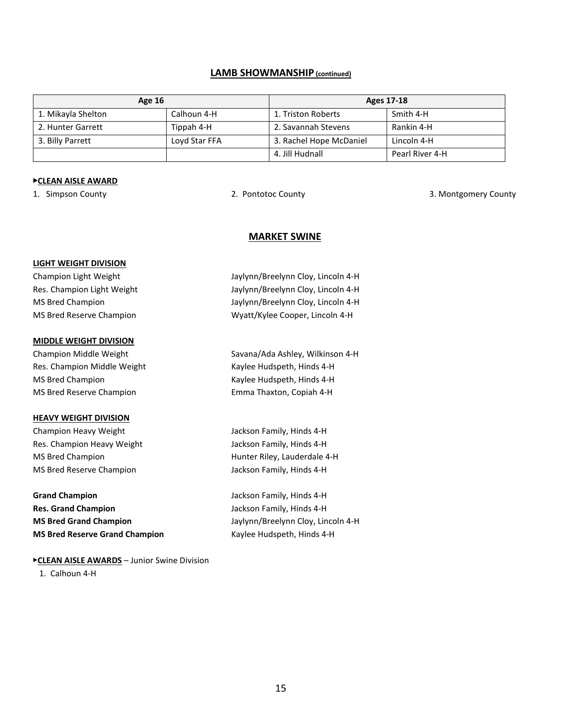## LAMB SHOWMANSHIP (continued)

| Age 16 | | Ages 17-18 | |
|---|---|---|---|
| 1. Mikayla Shelton | Calhoun 4-H | 1. Triston Roberts | Smith 4-H |
| 2. Hunter Garrett | Tippah 4-H | 2. Savannah Stevens | Rankin 4-H |
| 3. Billy Parrett | Loyd Star FFA | 3. Rachel Hope McDaniel | Lincoln 4-H |
| | | 4. Jill Hudnall | Pearl River 4-H |

▸**CLEAN AISLE AWARD**

1. Simpson County
2. Pontotoc County
3. Montgomery County

## MARKET SWINE

**LIGHT WEIGHT DIVISION**

Champion Light Weight — Jaylynn/Breelynn Cloy, Lincoln 4-H
Res. Champion Light Weight — Jaylynn/Breelynn Cloy, Lincoln 4-H
MS Bred Champion — Jaylynn/Breelynn Cloy, Lincoln 4-H
MS Bred Reserve Champion — Wyatt/Kylee Cooper, Lincoln 4-H

**MIDDLE WEIGHT DIVISION**

Champion Middle Weight — Savana/Ada Ashley, Wilkinson 4-H
Res. Champion Middle Weight — Kaylee Hudspeth, Hinds 4-H
MS Bred Champion — Kaylee Hudspeth, Hinds 4-H
MS Bred Reserve Champion — Emma Thaxton, Copiah 4-H

**HEAVY WEIGHT DIVISION**

Champion Heavy Weight — Jackson Family, Hinds 4-H
Res. Champion Heavy Weight — Jackson Family, Hinds 4-H
MS Bred Champion — Hunter Riley, Lauderdale 4-H
MS Bred Reserve Champion — Jackson Family, Hinds 4-H

**Grand Champion** — Jackson Family, Hinds 4-H
**Res. Grand Champion** — Jackson Family, Hinds 4-H
**MS Bred Grand Champion** — Jaylynn/Breelynn Cloy, Lincoln 4-H
**MS Bred Reserve Grand Champion** — Kaylee Hudspeth, Hinds 4-H

▸**CLEAN AISLE AWARDS** – Junior Swine Division

1. Calhoun 4-H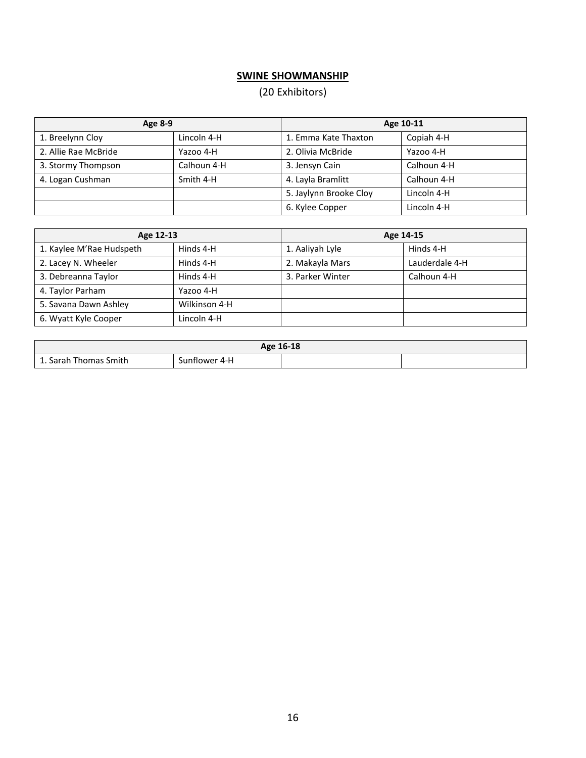**SWINE SHOWMANSHIP**

(20 Exhibitors)

| Age 8-9 | | Age 10-11 | |
|---|---|---|---|
| 1. Breelynn Cloy | Lincoln 4-H | 1. Emma Kate Thaxton | Copiah 4-H |
| 2. Allie Rae McBride | Yazoo 4-H | 2. Olivia McBride | Yazoo 4-H |
| 3. Stormy Thompson | Calhoun 4-H | 3. Jensyn Cain | Calhoun 4-H |
| 4. Logan Cushman | Smith 4-H | 4. Layla Bramlitt | Calhoun 4-H |
| | | 5. Jaylynn Brooke Cloy | Lincoln 4-H |
| | | 6. Kylee Copper | Lincoln 4-H |

| Age 12-13 | | Age 14-15 | |
|---|---|---|---|
| 1. Kaylee M'Rae Hudspeth | Hinds 4-H | 1. Aaliyah Lyle | Hinds 4-H |
| 2. Lacey N. Wheeler | Hinds 4-H | 2. Makayla Mars | Lauderdale 4-H |
| 3. Debreanna Taylor | Hinds 4-H | 3. Parker Winter | Calhoun 4-H |
| 4. Taylor Parham | Yazoo 4-H | | |
| 5. Savana Dawn Ashley | Wilkinson 4-H | | |
| 6. Wyatt Kyle Cooper | Lincoln 4-H | | |

| Age 16-18 | | | |
|---|---|---|---|
| 1. Sarah Thomas Smith | Sunflower 4-H | | |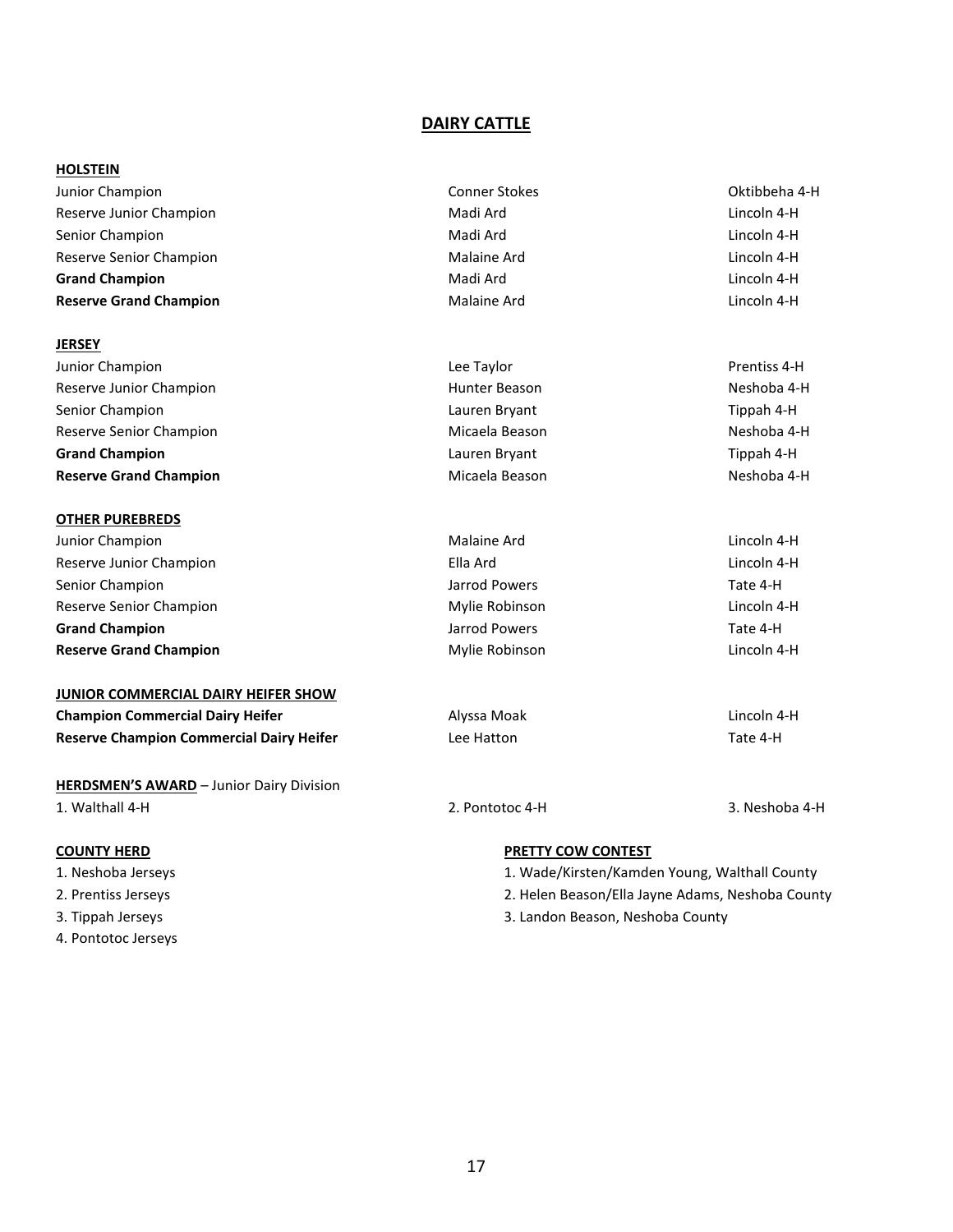# DAIRY CATTLE

## HOLSTEIN

| | | |
|---|---|---|
| Junior Champion | Conner Stokes | Oktibbeha 4-H |
| Reserve Junior Champion | Madi Ard | Lincoln 4-H |
| Senior Champion | Madi Ard | Lincoln 4-H |
| Reserve Senior Champion | Malaine Ard | Lincoln 4-H |
| **Grand Champion** | Madi Ard | Lincoln 4-H |
| **Reserve Grand Champion** | Malaine Ard | Lincoln 4-H |

## JERSEY

| | | |
|---|---|---|
| Junior Champion | Lee Taylor | Prentiss 4-H |
| Reserve Junior Champion | Hunter Beason | Neshoba 4-H |
| Senior Champion | Lauren Bryant | Tippah 4-H |
| Reserve Senior Champion | Micaela Beason | Neshoba 4-H |
| **Grand Champion** | Lauren Bryant | Tippah 4-H |
| **Reserve Grand Champion** | Micaela Beason | Neshoba 4-H |

## OTHER PUREBREDS

| | | |
|---|---|---|
| Junior Champion | Malaine Ard | Lincoln 4-H |
| Reserve Junior Champion | Ella Ard | Lincoln 4-H |
| Senior Champion | Jarrod Powers | Tate 4-H |
| Reserve Senior Champion | Mylie Robinson | Lincoln 4-H |
| **Grand Champion** | Jarrod Powers | Tate 4-H |
| **Reserve Grand Champion** | Mylie Robinson | Lincoln 4-H |

## JUNIOR COMMERCIAL DAIRY HEIFER SHOW

| | | |
|---|---|---|
| **Champion Commercial Dairy Heifer** | Alyssa Moak | Lincoln 4-H |
| **Reserve Champion Commercial Dairy Heifer** | Lee Hatton | Tate 4-H |

## HERDSMEN'S AWARD – Junior Dairy Division

1. Walthall 4-H
2. Pontotoc 4-H
3. Neshoba 4-H

## COUNTY HERD

1. Neshoba Jerseys
2. Prentiss Jerseys
3. Tippah Jerseys
4. Pontotoc Jerseys

## PRETTY COW CONTEST

1. Wade/Kirsten/Kamden Young, Walthall County
2. Helen Beason/Ella Jayne Adams, Neshoba County
3. Landon Beason, Neshoba County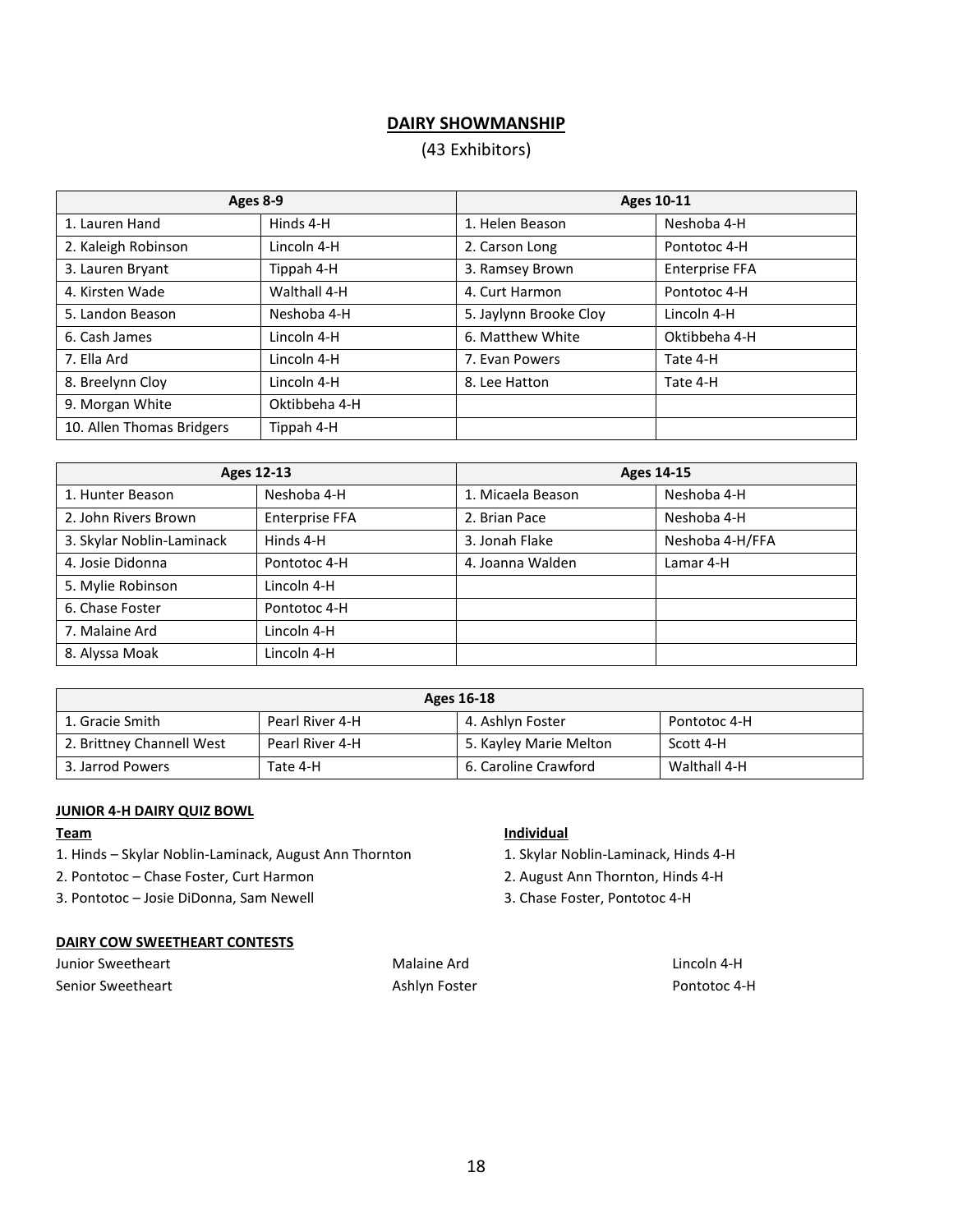## DAIRY SHOWMANSHIP

(43 Exhibitors)

| Ages 8-9 | | Ages 10-11 | |
|---|---|---|---|
| 1. Lauren Hand | Hinds 4-H | 1. Helen Beason | Neshoba 4-H |
| 2. Kaleigh Robinson | Lincoln 4-H | 2. Carson Long | Pontotoc 4-H |
| 3. Lauren Bryant | Tippah 4-H | 3. Ramsey Brown | Enterprise FFA |
| 4. Kirsten Wade | Walthall 4-H | 4. Curt Harmon | Pontotoc 4-H |
| 5. Landon Beason | Neshoba 4-H | 5. Jaylynn Brooke Cloy | Lincoln 4-H |
| 6. Cash James | Lincoln 4-H | 6. Matthew White | Oktibbeha 4-H |
| 7. Ella Ard | Lincoln 4-H | 7. Evan Powers | Tate 4-H |
| 8. Breelynn Cloy | Lincoln 4-H | 8. Lee Hatton | Tate 4-H |
| 9. Morgan White | Oktibbeha 4-H | | |
| 10. Allen Thomas Bridgers | Tippah 4-H | | |

| Ages 12-13 | | Ages 14-15 | |
|---|---|---|---|
| 1. Hunter Beason | Neshoba 4-H | 1. Micaela Beason | Neshoba 4-H |
| 2. John Rivers Brown | Enterprise FFA | 2. Brian Pace | Neshoba 4-H |
| 3. Skylar Noblin-Laminack | Hinds 4-H | 3. Jonah Flake | Neshoba 4-H/FFA |
| 4. Josie Didonna | Pontotoc 4-H | 4. Joanna Walden | Lamar 4-H |
| 5. Mylie Robinson | Lincoln 4-H | | |
| 6. Chase Foster | Pontotoc 4-H | | |
| 7. Malaine Ard | Lincoln 4-H | | |
| 8. Alyssa Moak | Lincoln 4-H | | |

| Ages 16-18 | | | |
|---|---|---|---|
| 1. Gracie Smith | Pearl River 4-H | 4. Ashlyn Foster | Pontotoc 4-H |
| 2. Brittney Channell West | Pearl River 4-H | 5. Kayley Marie Melton | Scott 4-H |
| 3. Jarrod Powers | Tate 4-H | 6. Caroline Crawford | Walthall 4-H |

### JUNIOR 4-H DAIRY QUIZ BOWL

**Team**

1. Hinds – Skylar Noblin-Laminack, August Ann Thornton
2. Pontotoc – Chase Foster, Curt Harmon
3. Pontotoc – Josie DiDonna, Sam Newell

**Individual**

1. Skylar Noblin-Laminack, Hinds 4-H
2. August Ann Thornton, Hinds 4-H
3. Chase Foster, Pontotoc 4-H

### DAIRY COW SWEETHEART CONTESTS

| | | |
|---|---|---|
| Junior Sweetheart | Malaine Ard | Lincoln 4-H |
| Senior Sweetheart | Ashlyn Foster | Pontotoc 4-H |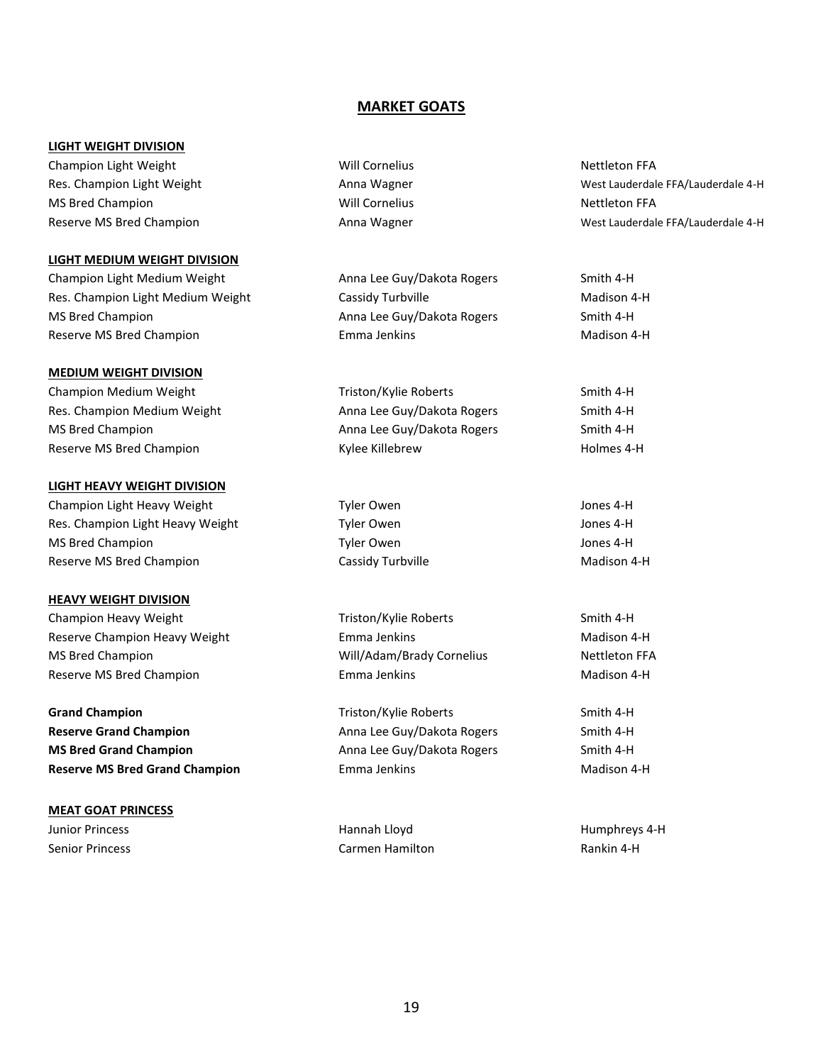## MARKET GOATS

### LIGHT WEIGHT DIVISION

| | | |
|---|---|---|
| Champion Light Weight | Will Cornelius | Nettleton FFA |
| Res. Champion Light Weight | Anna Wagner | West Lauderdale FFA/Lauderdale 4-H |
| MS Bred Champion | Will Cornelius | Nettleton FFA |
| Reserve MS Bred Champion | Anna Wagner | West Lauderdale FFA/Lauderdale 4-H |

### LIGHT MEDIUM WEIGHT DIVISION

| | | |
|---|---|---|
| Champion Light Medium Weight | Anna Lee Guy/Dakota Rogers | Smith 4-H |
| Res. Champion Light Medium Weight | Cassidy Turbville | Madison 4-H |
| MS Bred Champion | Anna Lee Guy/Dakota Rogers | Smith 4-H |
| Reserve MS Bred Champion | Emma Jenkins | Madison 4-H |

### MEDIUM WEIGHT DIVISION

| | | |
|---|---|---|
| Champion Medium Weight | Triston/Kylie Roberts | Smith 4-H |
| Res. Champion Medium Weight | Anna Lee Guy/Dakota Rogers | Smith 4-H |
| MS Bred Champion | Anna Lee Guy/Dakota Rogers | Smith 4-H |
| Reserve MS Bred Champion | Kylee Killebrew | Holmes 4-H |

### LIGHT HEAVY WEIGHT DIVISION

| | | |
|---|---|---|
| Champion Light Heavy Weight | Tyler Owen | Jones 4-H |
| Res. Champion Light Heavy Weight | Tyler Owen | Jones 4-H |
| MS Bred Champion | Tyler Owen | Jones 4-H |
| Reserve MS Bred Champion | Cassidy Turbville | Madison 4-H |

### HEAVY WEIGHT DIVISION

| | | |
|---|---|---|
| Champion Heavy Weight | Triston/Kylie Roberts | Smith 4-H |
| Reserve Champion Heavy Weight | Emma Jenkins | Madison 4-H |
| MS Bred Champion | Will/Adam/Brady Cornelius | Nettleton FFA |
| Reserve MS Bred Champion | Emma Jenkins | Madison 4-H |

| | | |
|---|---|---|
| **Grand Champion** | Triston/Kylie Roberts | Smith 4-H |
| **Reserve Grand Champion** | Anna Lee Guy/Dakota Rogers | Smith 4-H |
| **MS Bred Grand Champion** | Anna Lee Guy/Dakota Rogers | Smith 4-H |
| **Reserve MS Bred Grand Champion** | Emma Jenkins | Madison 4-H |

### MEAT GOAT PRINCESS

| | | |
|---|---|---|
| Junior Princess | Hannah Lloyd | Humphreys 4-H |
| Senior Princess | Carmen Hamilton | Rankin 4-H |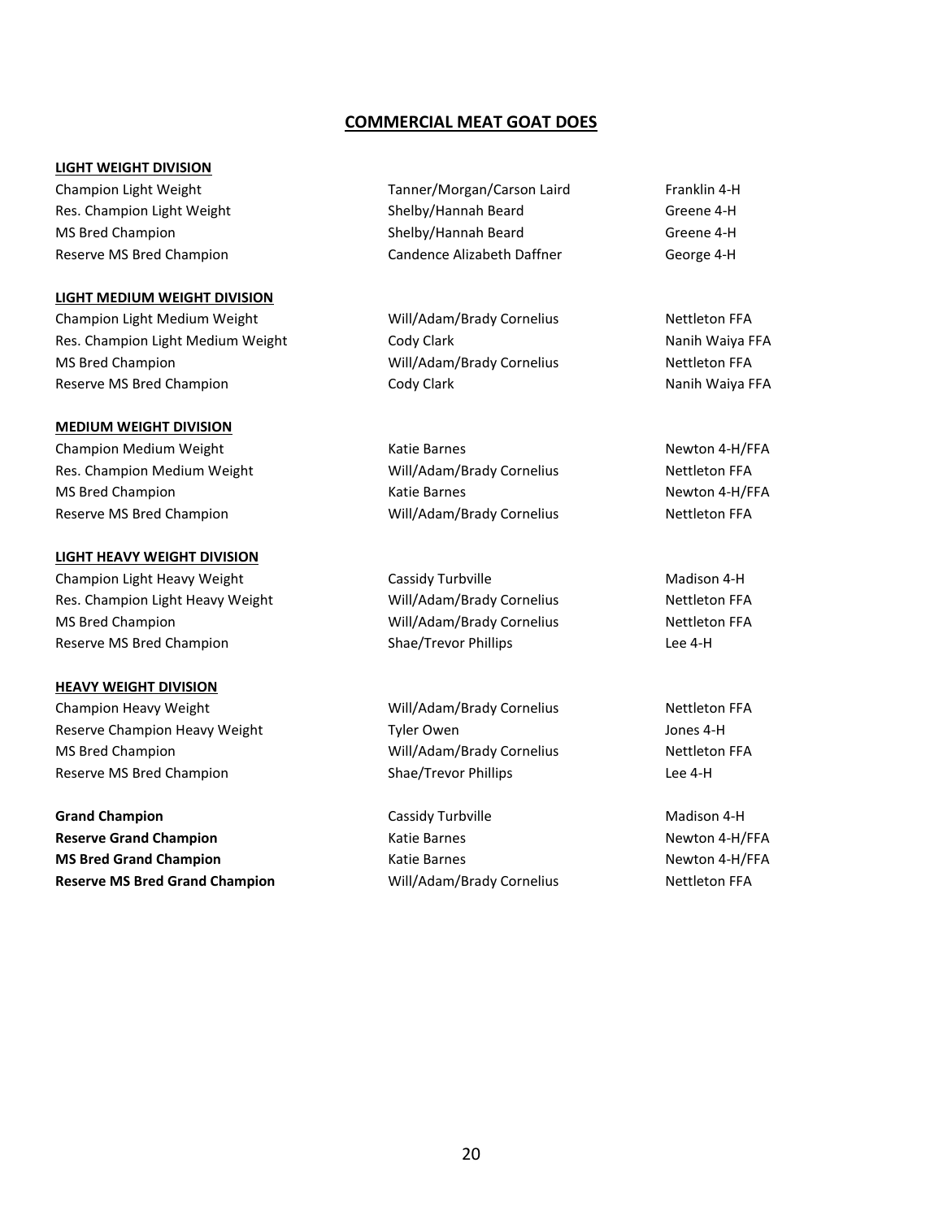# COMMERCIAL MEAT GOAT DOES

**LIGHT WEIGHT DIVISION**

| | | |
|---|---|---|
| Champion Light Weight | Tanner/Morgan/Carson Laird | Franklin 4-H |
| Res. Champion Light Weight | Shelby/Hannah Beard | Greene 4-H |
| MS Bred Champion | Shelby/Hannah Beard | Greene 4-H |
| Reserve MS Bred Champion | Candence Alizabeth Daffner | George 4-H |

**LIGHT MEDIUM WEIGHT DIVISION**

| | | |
|---|---|---|
| Champion Light Medium Weight | Will/Adam/Brady Cornelius | Nettleton FFA |
| Res. Champion Light Medium Weight | Cody Clark | Nanih Waiya FFA |
| MS Bred Champion | Will/Adam/Brady Cornelius | Nettleton FFA |
| Reserve MS Bred Champion | Cody Clark | Nanih Waiya FFA |

**MEDIUM WEIGHT DIVISION**

| | | |
|---|---|---|
| Champion Medium Weight | Katie Barnes | Newton 4-H/FFA |
| Res. Champion Medium Weight | Will/Adam/Brady Cornelius | Nettleton FFA |
| MS Bred Champion | Katie Barnes | Newton 4-H/FFA |
| Reserve MS Bred Champion | Will/Adam/Brady Cornelius | Nettleton FFA |

**LIGHT HEAVY WEIGHT DIVISION**

| | | |
|---|---|---|
| Champion Light Heavy Weight | Cassidy Turbville | Madison 4-H |
| Res. Champion Light Heavy Weight | Will/Adam/Brady Cornelius | Nettleton FFA |
| MS Bred Champion | Will/Adam/Brady Cornelius | Nettleton FFA |
| Reserve MS Bred Champion | Shae/Trevor Phillips | Lee 4-H |

**HEAVY WEIGHT DIVISION**

| | | |
|---|---|---|
| Champion Heavy Weight | Will/Adam/Brady Cornelius | Nettleton FFA |
| Reserve Champion Heavy Weight | Tyler Owen | Jones 4-H |
| MS Bred Champion | Will/Adam/Brady Cornelius | Nettleton FFA |
| Reserve MS Bred Champion | Shae/Trevor Phillips | Lee 4-H |

| | | |
|---|---|---|
| **Grand Champion** | Cassidy Turbville | Madison 4-H |
| **Reserve Grand Champion** | Katie Barnes | Newton 4-H/FFA |
| **MS Bred Grand Champion** | Katie Barnes | Newton 4-H/FFA |
| **Reserve MS Bred Grand Champion** | Will/Adam/Brady Cornelius | Nettleton FFA |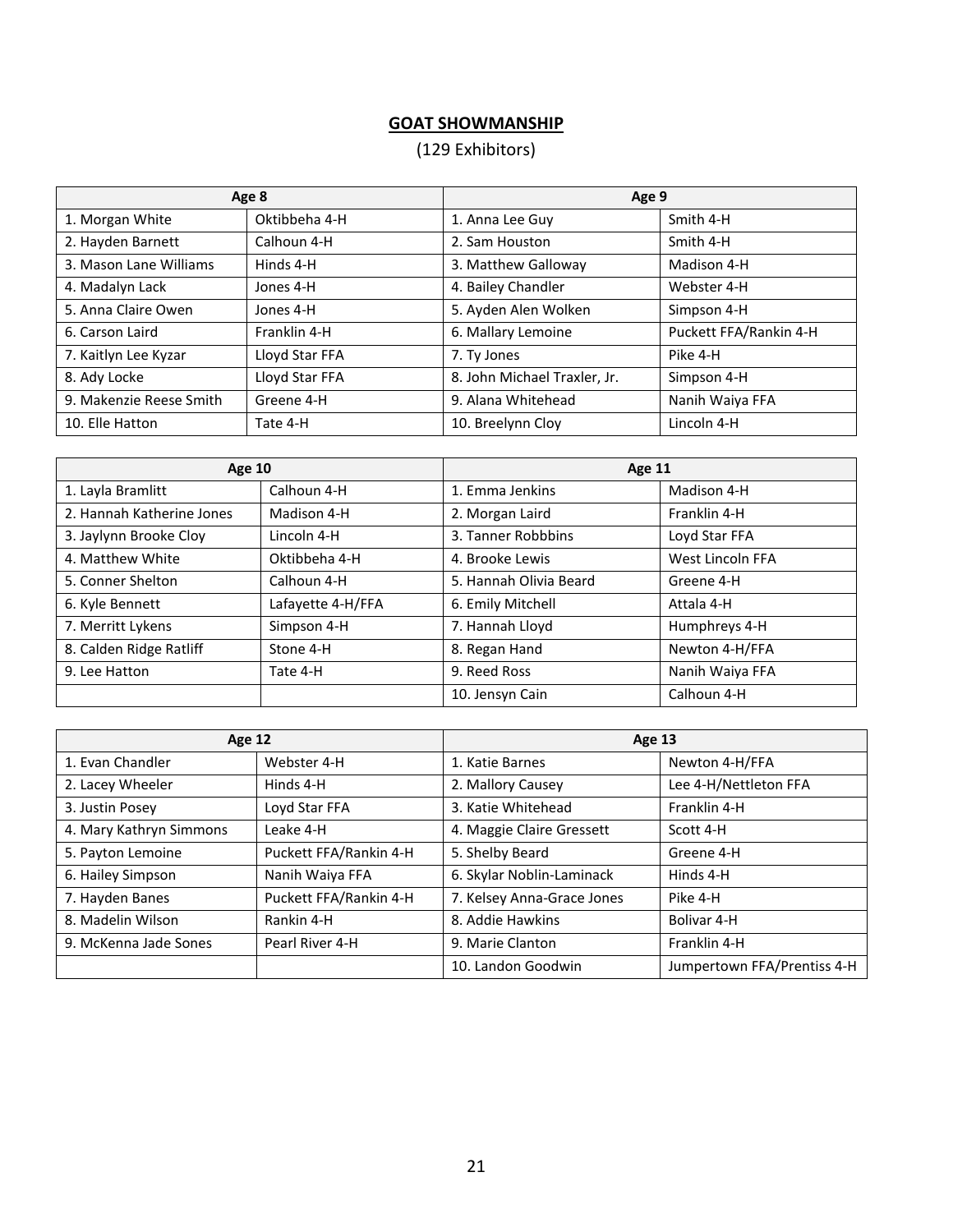## GOAT SHOWMANSHIP

(129 Exhibitors)

| Age 8 | | Age 9 | |
|---|---|---|---|
| 1. Morgan White | Oktibbeha 4-H | 1. Anna Lee Guy | Smith 4-H |
| 2. Hayden Barnett | Calhoun 4-H | 2. Sam Houston | Smith 4-H |
| 3. Mason Lane Williams | Hinds 4-H | 3. Matthew Galloway | Madison 4-H |
| 4. Madalyn Lack | Jones 4-H | 4. Bailey Chandler | Webster 4-H |
| 5. Anna Claire Owen | Jones 4-H | 5. Ayden Alen Wolken | Simpson 4-H |
| 6. Carson Laird | Franklin 4-H | 6. Mallary Lemoine | Puckett FFA/Rankin 4-H |
| 7. Kaitlyn Lee Kyzar | Lloyd Star FFA | 7. Ty Jones | Pike 4-H |
| 8. Ady Locke | Lloyd Star FFA | 8. John Michael Traxler, Jr. | Simpson 4-H |
| 9. Makenzie Reese Smith | Greene 4-H | 9. Alana Whitehead | Nanih Waiya FFA |
| 10. Elle Hatton | Tate 4-H | 10. Breelynn Cloy | Lincoln 4-H |

| Age 10 | | Age 11 | |
|---|---|---|---|
| 1. Layla Bramlitt | Calhoun 4-H | 1. Emma Jenkins | Madison 4-H |
| 2. Hannah Katherine Jones | Madison 4-H | 2. Morgan Laird | Franklin 4-H |
| 3. Jaylynn Brooke Cloy | Lincoln 4-H | 3. Tanner Robbbins | Loyd Star FFA |
| 4. Matthew White | Oktibbeha 4-H | 4. Brooke Lewis | West Lincoln FFA |
| 5. Conner Shelton | Calhoun 4-H | 5. Hannah Olivia Beard | Greene 4-H |
| 6. Kyle Bennett | Lafayette 4-H/FFA | 6. Emily Mitchell | Attala 4-H |
| 7. Merritt Lykens | Simpson 4-H | 7. Hannah Lloyd | Humphreys 4-H |
| 8. Calden Ridge Ratliff | Stone 4-H | 8. Regan Hand | Newton 4-H/FFA |
| 9. Lee Hatton | Tate 4-H | 9. Reed Ross | Nanih Waiya FFA |
| | | 10. Jensyn Cain | Calhoun 4-H |

| Age 12 | | Age 13 | |
|---|---|---|---|
| 1. Evan Chandler | Webster 4-H | 1. Katie Barnes | Newton 4-H/FFA |
| 2. Lacey Wheeler | Hinds 4-H | 2. Mallory Causey | Lee 4-H/Nettleton FFA |
| 3. Justin Posey | Loyd Star FFA | 3. Katie Whitehead | Franklin 4-H |
| 4. Mary Kathryn Simmons | Leake 4-H | 4. Maggie Claire Gressett | Scott 4-H |
| 5. Payton Lemoine | Puckett FFA/Rankin 4-H | 5. Shelby Beard | Greene 4-H |
| 6. Hailey Simpson | Nanih Waiya FFA | 6. Skylar Noblin-Laminack | Hinds 4-H |
| 7. Hayden Banes | Puckett FFA/Rankin 4-H | 7. Kelsey Anna-Grace Jones | Pike 4-H |
| 8. Madelin Wilson | Rankin 4-H | 8. Addie Hawkins | Bolivar 4-H |
| 9. McKenna Jade Sones | Pearl River 4-H | 9. Marie Clanton | Franklin 4-H |
| | | 10. Landon Goodwin | Jumpertown FFA/Prentiss 4-H |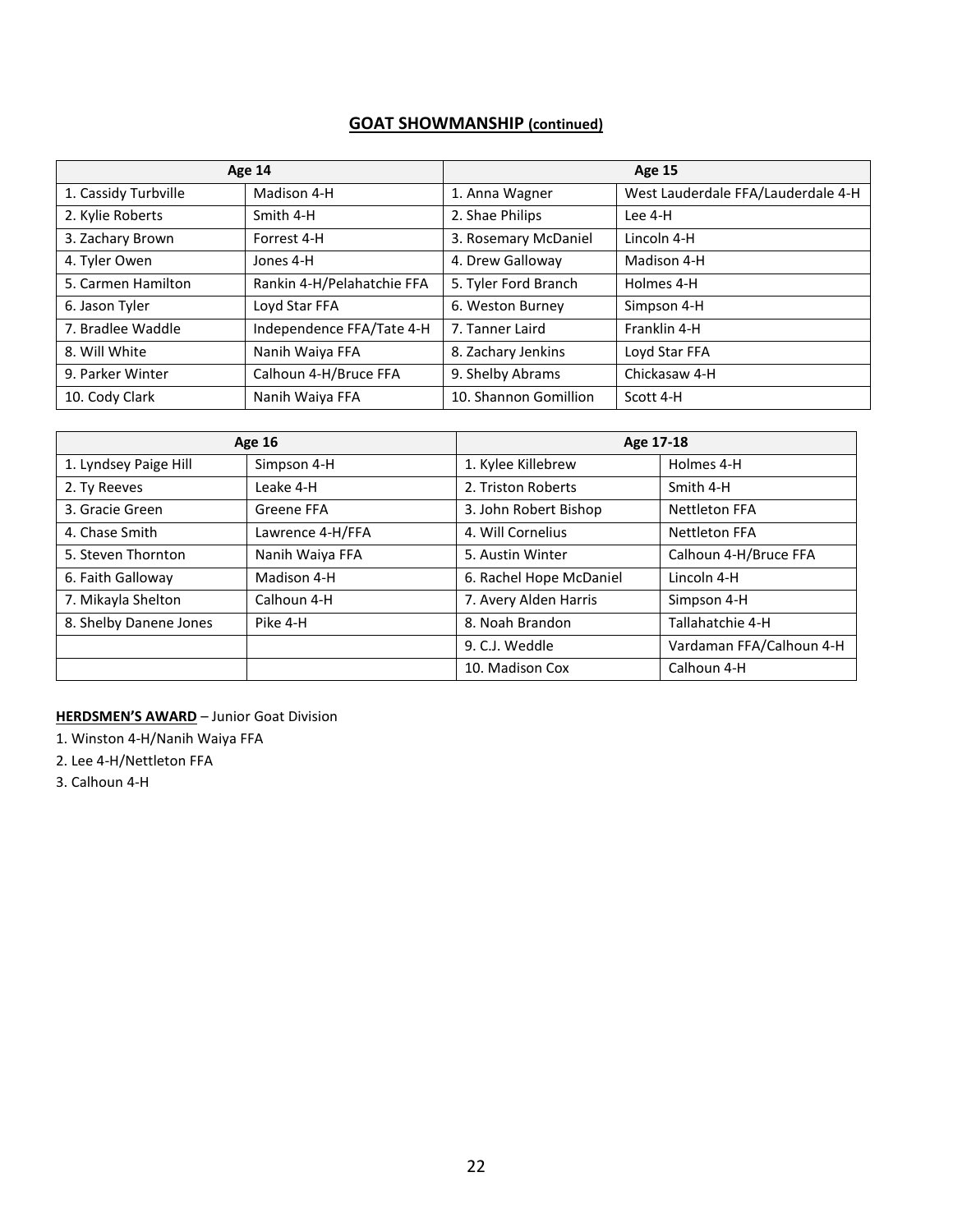## GOAT SHOWMANSHIP (continued)

| Age 14 | | Age 15 | |
|---|---|---|---|
| 1. Cassidy Turbville | Madison 4-H | 1. Anna Wagner | West Lauderdale FFA/Lauderdale 4-H |
| 2. Kylie Roberts | Smith 4-H | 2. Shae Philips | Lee 4-H |
| 3. Zachary Brown | Forrest 4-H | 3. Rosemary McDaniel | Lincoln 4-H |
| 4. Tyler Owen | Jones 4-H | 4. Drew Galloway | Madison 4-H |
| 5. Carmen Hamilton | Rankin 4-H/Pelahatchie FFA | 5. Tyler Ford Branch | Holmes 4-H |
| 6. Jason Tyler | Loyd Star FFA | 6. Weston Burney | Simpson 4-H |
| 7. Bradlee Waddle | Independence FFA/Tate 4-H | 7. Tanner Laird | Franklin 4-H |
| 8. Will White | Nanih Waiya FFA | 8. Zachary Jenkins | Loyd Star FFA |
| 9. Parker Winter | Calhoun 4-H/Bruce FFA | 9. Shelby Abrams | Chickasaw 4-H |
| 10. Cody Clark | Nanih Waiya FFA | 10. Shannon Gomillion | Scott 4-H |

| Age 16 | | Age 17-18 | |
|---|---|---|---|
| 1. Lyndsey Paige Hill | Simpson 4-H | 1. Kylee Killebrew | Holmes 4-H |
| 2. Ty Reeves | Leake 4-H | 2. Triston Roberts | Smith 4-H |
| 3. Gracie Green | Greene FFA | 3. John Robert Bishop | Nettleton FFA |
| 4. Chase Smith | Lawrence 4-H/FFA | 4. Will Cornelius | Nettleton FFA |
| 5. Steven Thornton | Nanih Waiya FFA | 5. Austin Winter | Calhoun 4-H/Bruce FFA |
| 6. Faith Galloway | Madison 4-H | 6. Rachel Hope McDaniel | Lincoln 4-H |
| 7. Mikayla Shelton | Calhoun 4-H | 7. Avery Alden Harris | Simpson 4-H |
| 8. Shelby Danene Jones | Pike 4-H | 8. Noah Brandon | Tallahatchie 4-H |
| | | 9. C.J. Weddle | Vardaman FFA/Calhoun 4-H |
| | | 10. Madison Cox | Calhoun 4-H |

**HERDSMEN'S AWARD** – Junior Goat Division

1. Winston 4-H/Nanih Waiya FFA
2. Lee 4-H/Nettleton FFA
3. Calhoun 4-H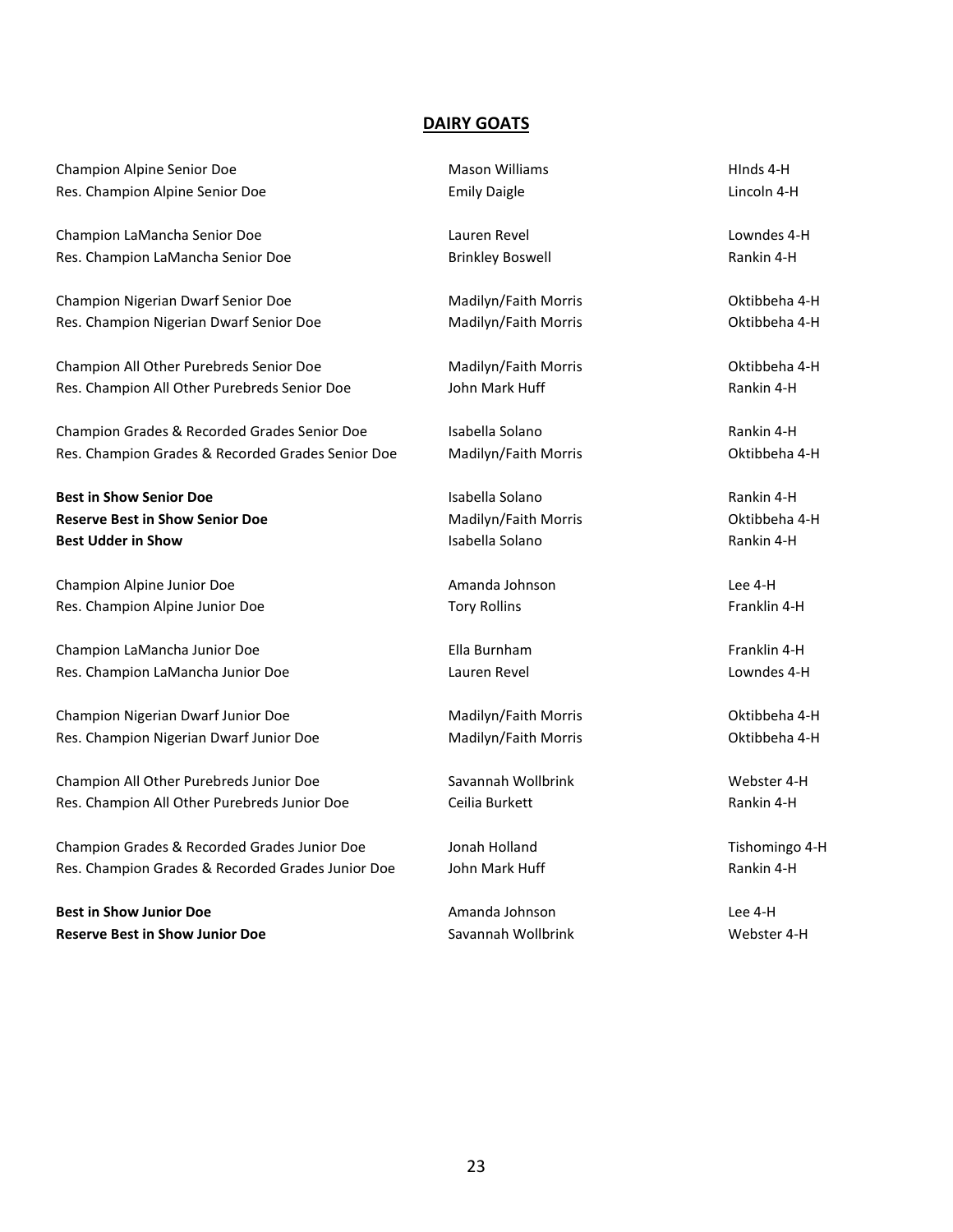## DAIRY GOATS

| | | |
|---|---|---|
| Champion Alpine Senior Doe | Mason Williams | HInds 4-H |
| Res. Champion Alpine Senior Doe | Emily Daigle | Lincoln 4-H |
| | | |
| Champion LaMancha Senior Doe | Lauren Revel | Lowndes 4-H |
| Res. Champion LaMancha Senior Doe | Brinkley Boswell | Rankin 4-H |
| | | |
| Champion Nigerian Dwarf Senior Doe | Madilyn/Faith Morris | Oktibbeha 4-H |
| Res. Champion Nigerian Dwarf Senior Doe | Madilyn/Faith Morris | Oktibbeha 4-H |
| | | |
| Champion All Other Purebreds Senior Doe | Madilyn/Faith Morris | Oktibbeha 4-H |
| Res. Champion All Other Purebreds Senior Doe | John Mark Huff | Rankin 4-H |
| | | |
| Champion Grades & Recorded Grades Senior Doe | Isabella Solano | Rankin 4-H |
| Res. Champion Grades & Recorded Grades Senior Doe | Madilyn/Faith Morris | Oktibbeha 4-H |
| | | |
| **Best in Show Senior Doe** | Isabella Solano | Rankin 4-H |
| **Reserve Best in Show Senior Doe** | Madilyn/Faith Morris | Oktibbeha 4-H |
| **Best Udder in Show** | Isabella Solano | Rankin 4-H |
| | | |
| Champion Alpine Junior Doe | Amanda Johnson | Lee 4-H |
| Res. Champion Alpine Junior Doe | Tory Rollins | Franklin 4-H |
| | | |
| Champion LaMancha Junior Doe | Ella Burnham | Franklin 4-H |
| Res. Champion LaMancha Junior Doe | Lauren Revel | Lowndes 4-H |
| | | |
| Champion Nigerian Dwarf Junior Doe | Madilyn/Faith Morris | Oktibbeha 4-H |
| Res. Champion Nigerian Dwarf Junior Doe | Madilyn/Faith Morris | Oktibbeha 4-H |
| | | |
| Champion All Other Purebreds Junior Doe | Savannah Wollbrink | Webster 4-H |
| Res. Champion All Other Purebreds Junior Doe | Ceilia Burkett | Rankin 4-H |
| | | |
| Champion Grades & Recorded Grades Junior Doe | Jonah Holland | Tishomingo 4-H |
| Res. Champion Grades & Recorded Grades Junior Doe | John Mark Huff | Rankin 4-H |
| | | |
| **Best in Show Junior Doe** | Amanda Johnson | Lee 4-H |
| **Reserve Best in Show Junior Doe** | Savannah Wollbrink | Webster 4-H |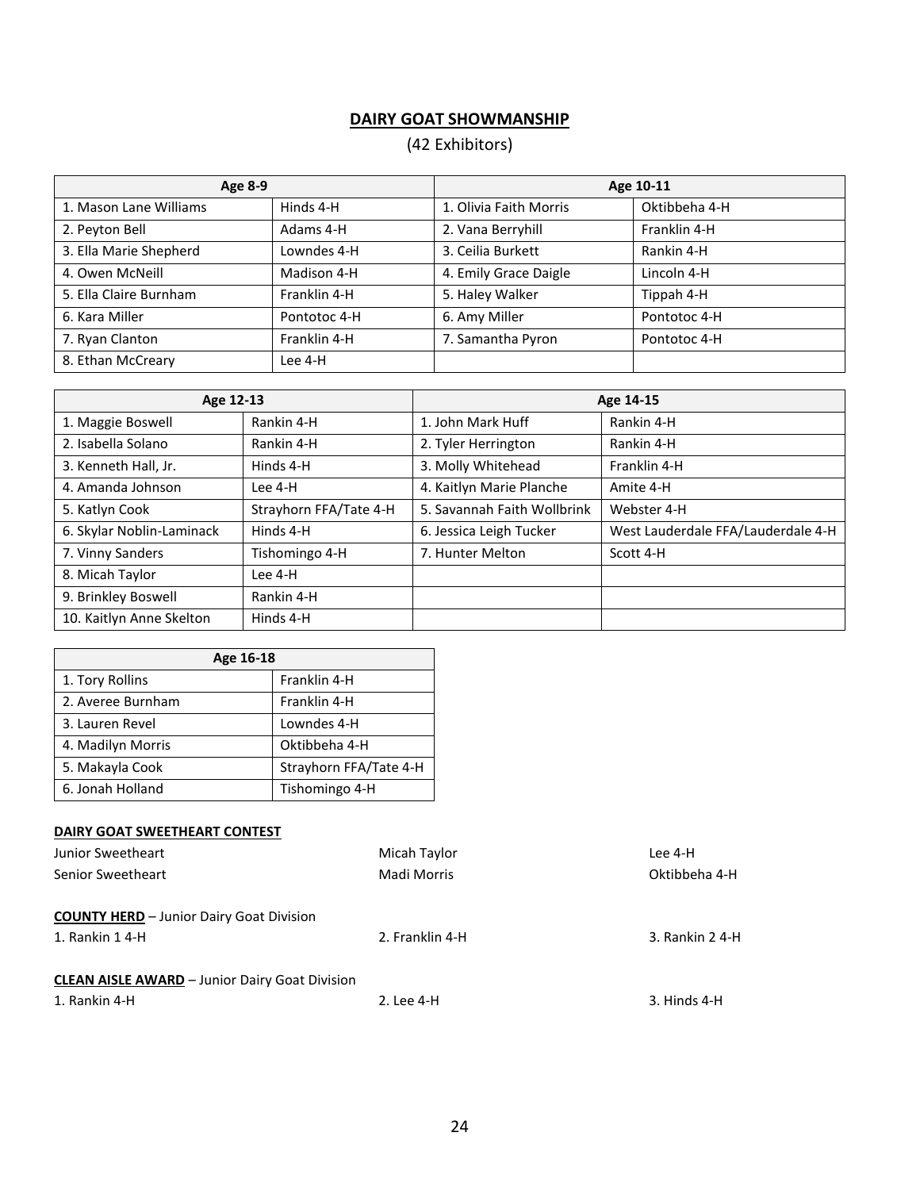## DAIRY GOAT SHOWMANSHIP

(42 Exhibitors)

| Age 8-9 | | Age 10-11 | |
|---|---|---|---|
| 1. Mason Lane Williams | Hinds 4-H | 1. Olivia Faith Morris | Oktibbeha 4-H |
| 2. Peyton Bell | Adams 4-H | 2. Vana Berryhill | Franklin 4-H |
| 3. Ella Marie Shepherd | Lowndes 4-H | 3. Ceilia Burkett | Rankin 4-H |
| 4. Owen McNeill | Madison 4-H | 4. Emily Grace Daigle | Lincoln 4-H |
| 5. Ella Claire Burnham | Franklin 4-H | 5. Haley Walker | Tippah 4-H |
| 6. Kara Miller | Pontotoc 4-H | 6. Amy Miller | Pontotoc 4-H |
| 7. Ryan Clanton | Franklin 4-H | 7. Samantha Pyron | Pontotoc 4-H |
| 8. Ethan McCreary | Lee 4-H | | |

| Age 12-13 | | Age 14-15 | |
|---|---|---|---|
| 1. Maggie Boswell | Rankin 4-H | 1. John Mark Huff | Rankin 4-H |
| 2. Isabella Solano | Rankin 4-H | 2. Tyler Herrington | Rankin 4-H |
| 3. Kenneth Hall, Jr. | Hinds 4-H | 3. Molly Whitehead | Franklin 4-H |
| 4. Amanda Johnson | Lee 4-H | 4. Kaitlyn Marie Planche | Amite 4-H |
| 5. Katlyn Cook | Strayhorn FFA/Tate 4-H | 5. Savannah Faith Wollbrink | Webster 4-H |
| 6. Skylar Noblin-Laminack | Hinds 4-H | 6. Jessica Leigh Tucker | West Lauderdale FFA/Lauderdale 4-H |
| 7. Vinny Sanders | Tishomingo 4-H | 7. Hunter Melton | Scott 4-H |
| 8. Micah Taylor | Lee 4-H | | |
| 9. Brinkley Boswell | Rankin 4-H | | |
| 10. Kaitlyn Anne Skelton | Hinds 4-H | | |

| Age 16-18 | |
|---|---|
| 1. Tory Rollins | Franklin 4-H |
| 2. Averee Burnham | Franklin 4-H |
| 3. Lauren Revel | Lowndes 4-H |
| 4. Madilyn Morris | Oktibbeha 4-H |
| 5. Makayla Cook | Strayhorn FFA/Tate 4-H |
| 6. Jonah Holland | Tishomingo 4-H |

**DAIRY GOAT SWEETHEART CONTEST**

| | | |
|---|---|---|
| Junior Sweetheart | Micah Taylor | Lee 4-H |
| Senior Sweetheart | Madi Morris | Oktibbeha 4-H |

**COUNTY HERD** – Junior Dairy Goat Division

1. Rankin 1 4-H 2. Franklin 4-H 3. Rankin 2 4-H

**CLEAN AISLE AWARD** – Junior Dairy Goat Division

1. Rankin 4-H 2. Lee 4-H 3. Hinds 4-H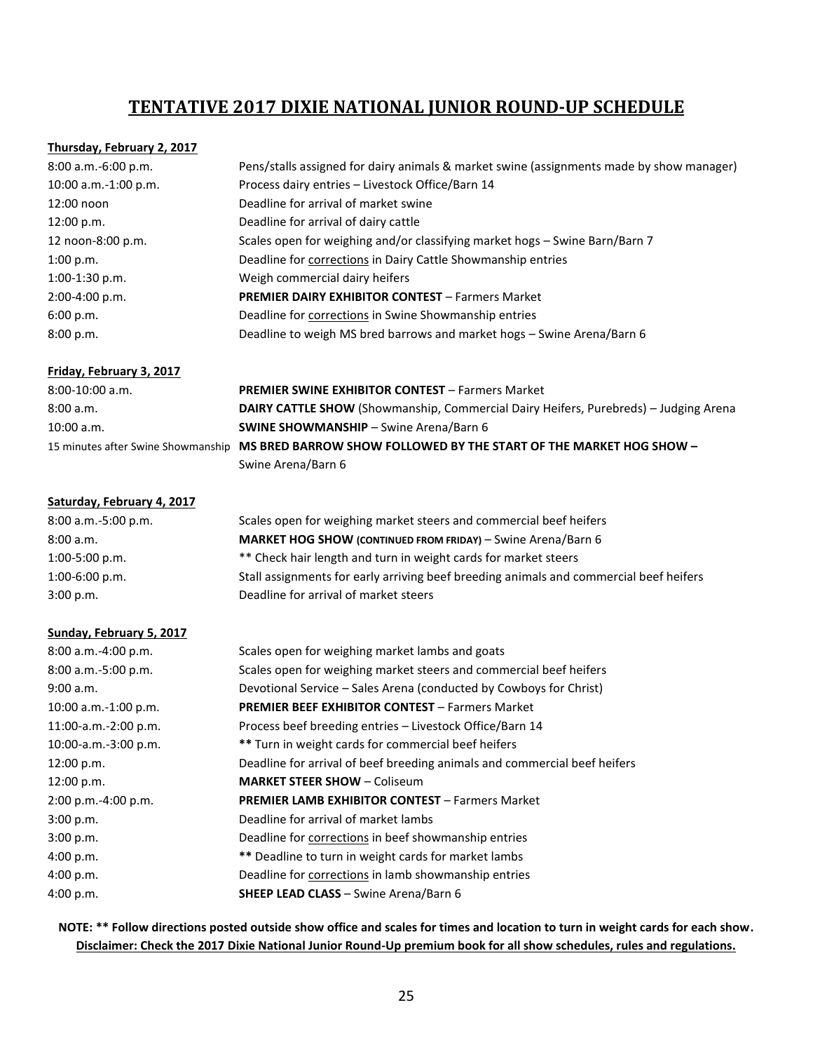# TENTATIVE 2017 DIXIE NATIONAL JUNIOR ROUND-UP SCHEDULE

**Thursday, February 2, 2017**

| | |
|---|---|
| 8:00 a.m.-6:00 p.m. | Pens/stalls assigned for dairy animals & market swine (assignments made by show manager) |
| 10:00 a.m.-1:00 p.m. | Process dairy entries – Livestock Office/Barn 14 |
| 12:00 noon | Deadline for arrival of market swine |
| 12:00 p.m. | Deadline for arrival of dairy cattle |
| 12 noon-8:00 p.m. | Scales open for weighing and/or classifying market hogs – Swine Barn/Barn 7 |
| 1:00 p.m. | Deadline for corrections in Dairy Cattle Showmanship entries |
| 1:00-1:30 p.m. | Weigh commercial dairy heifers |
| 2:00-4:00 p.m. | **PREMIER DAIRY EXHIBITOR CONTEST** – Farmers Market |
| 6:00 p.m. | Deadline for corrections in Swine Showmanship entries |
| 8:00 p.m. | Deadline to weigh MS bred barrows and market hogs – Swine Arena/Barn 6 |

**Friday, February 3, 2017**

| | |
|---|---|
| 8:00-10:00 a.m. | **PREMIER SWINE EXHIBITOR CONTEST** – Farmers Market |
| 8:00 a.m. | **DAIRY CATTLE SHOW** (Showmanship, Commercial Dairy Heifers, Purebreds) – Judging Arena |
| 10:00 a.m. | **SWINE SHOWMANSHIP** – Swine Arena/Barn 6 |
| 15 minutes after Swine Showmanship | **MS BRED BARROW SHOW FOLLOWED BY THE START OF THE MARKET HOG SHOW** – Swine Arena/Barn 6 |

**Saturday, February 4, 2017**

| | |
|---|---|
| 8:00 a.m.-5:00 p.m. | Scales open for weighing market steers and commercial beef heifers |
| 8:00 a.m. | **MARKET HOG SHOW (CONTINUED FROM FRIDAY)** – Swine Arena/Barn 6 |
| 1:00-5:00 p.m. | ** Check hair length and turn in weight cards for market steers |
| 1:00-6:00 p.m. | Stall assignments for early arriving beef breeding animals and commercial beef heifers |
| 3:00 p.m. | Deadline for arrival of market steers |

**Sunday, February 5, 2017**

| | |
|---|---|
| 8:00 a.m.-4:00 p.m. | Scales open for weighing market lambs and goats |
| 8:00 a.m.-5:00 p.m. | Scales open for weighing market steers and commercial beef heifers |
| 9:00 a.m. | Devotional Service – Sales Arena (conducted by Cowboys for Christ) |
| 10:00 a.m.-1:00 p.m. | **PREMIER BEEF EXHIBITOR CONTEST** – Farmers Market |
| 11:00-a.m.-2:00 p.m. | Process beef breeding entries – Livestock Office/Barn 14 |
| 10:00-a.m.-3:00 p.m. | ** Turn in weight cards for commercial beef heifers |
| 12:00 p.m. | Deadline for arrival of beef breeding animals and commercial beef heifers |
| 12:00 p.m. | **MARKET STEER SHOW** – Coliseum |
| 2:00 p.m.-4:00 p.m. | **PREMIER LAMB EXHIBITOR CONTEST** – Farmers Market |
| 3:00 p.m. | Deadline for arrival of market lambs |
| 3:00 p.m. | Deadline for corrections in beef showmanship entries |
| 4:00 p.m. | ** Deadline to turn in weight cards for market lambs |
| 4:00 p.m. | Deadline for corrections in lamb showmanship entries |
| 4:00 p.m. | **SHEEP LEAD CLASS** – Swine Arena/Barn 6 |

**NOTE: ** Follow directions posted outside show office and scales for times and location to turn in weight cards for each show.**
**Disclaimer: Check the 2017 Dixie National Junior Round-Up premium book for all show schedules, rules and regulations.**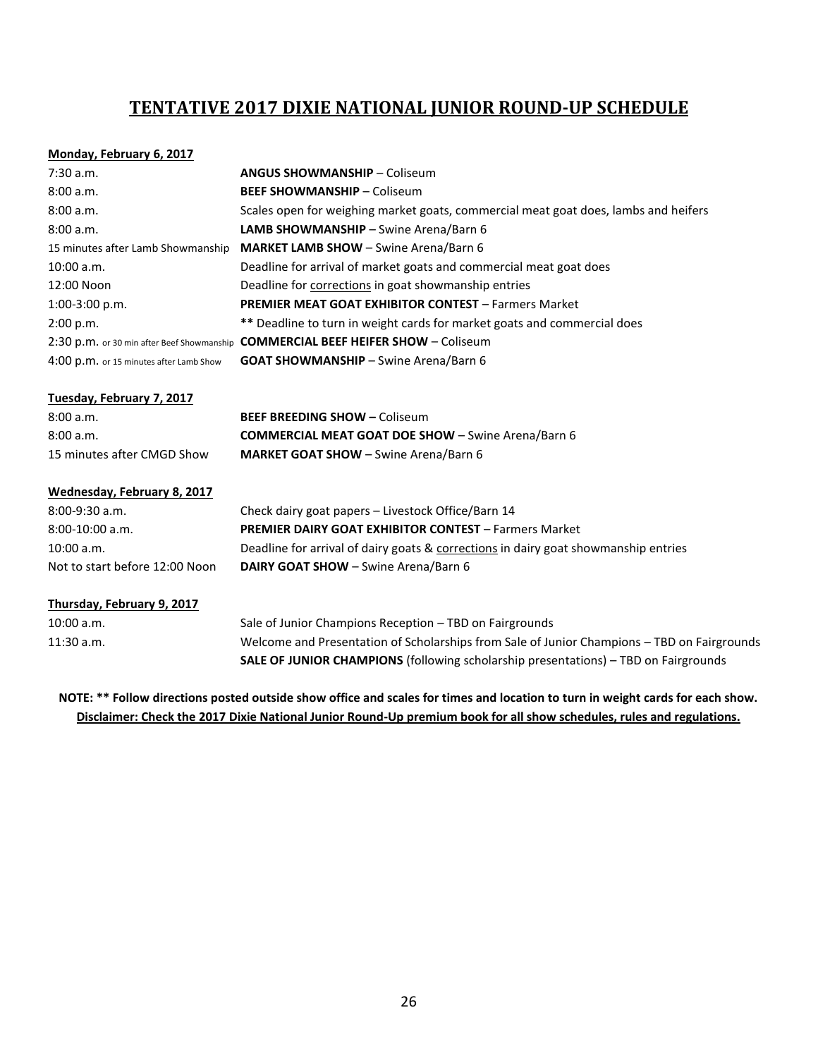# TENTATIVE 2017 DIXIE NATIONAL JUNIOR ROUND-UP SCHEDULE

**Monday, February 6, 2017**

| | |
|---|---|
| 7:30 a.m. | **ANGUS SHOWMANSHIP** – Coliseum |
| 8:00 a.m. | **BEEF SHOWMANSHIP** – Coliseum |
| 8:00 a.m. | Scales open for weighing market goats, commercial meat goat does, lambs and heifers |
| 8:00 a.m. | **LAMB SHOWMANSHIP** – Swine Arena/Barn 6 |
| 15 minutes after Lamb Showmanship | **MARKET LAMB SHOW** – Swine Arena/Barn 6 |
| 10:00 a.m. | Deadline for arrival of market goats and commercial meat goat does |
| 12:00 Noon | Deadline for corrections in goat showmanship entries |
| 1:00-3:00 p.m. | **PREMIER MEAT GOAT EXHIBITOR CONTEST** – Farmers Market |
| 2:00 p.m. | ** Deadline to turn in weight cards for market goats and commercial does |
| 2:30 p.m. or 30 min after Beef Showmanship | **COMMERCIAL BEEF HEIFER SHOW** – Coliseum |
| 4:00 p.m. or 15 minutes after Lamb Show | **GOAT SHOWMANSHIP** – Swine Arena/Barn 6 |

**Tuesday, February 7, 2017**

| | |
|---|---|
| 8:00 a.m. | **BEEF BREEDING SHOW –** Coliseum |
| 8:00 a.m. | **COMMERCIAL MEAT GOAT DOE SHOW** – Swine Arena/Barn 6 |
| 15 minutes after CMGD Show | **MARKET GOAT SHOW** – Swine Arena/Barn 6 |

**Wednesday, February 8, 2017**

| | |
|---|---|
| 8:00-9:30 a.m. | Check dairy goat papers – Livestock Office/Barn 14 |
| 8:00-10:00 a.m. | **PREMIER DAIRY GOAT EXHIBITOR CONTEST** – Farmers Market |
| 10:00 a.m. | Deadline for arrival of dairy goats & corrections in dairy goat showmanship entries |
| Not to start before 12:00 Noon | **DAIRY GOAT SHOW** – Swine Arena/Barn 6 |

**Thursday, February 9, 2017**

| | |
|---|---|
| 10:00 a.m. | Sale of Junior Champions Reception – TBD on Fairgrounds |
| 11:30 a.m. | Welcome and Presentation of Scholarships from Sale of Junior Champions – TBD on Fairgrounds |
| | **SALE OF JUNIOR CHAMPIONS** (following scholarship presentations) – TBD on Fairgrounds |

**NOTE: ** Follow directions posted outside show office and scales for times and location to turn in weight cards for each show.**

**Disclaimer: Check the 2017 Dixie National Junior Round-Up premium book for all show schedules, rules and regulations.**